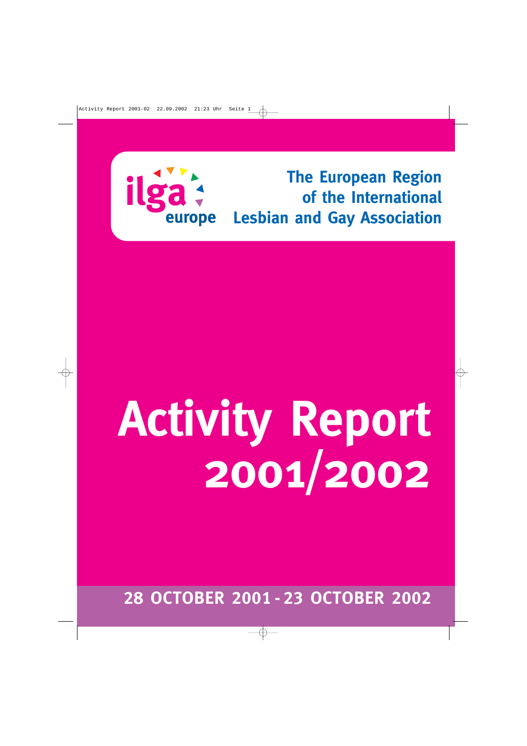ilga europe

**The European Region of the International Lesbian and Gay Association**

# Activity Report 2001/2002

## 28 OCTOBER 2001 - 23 OCTOBER 2002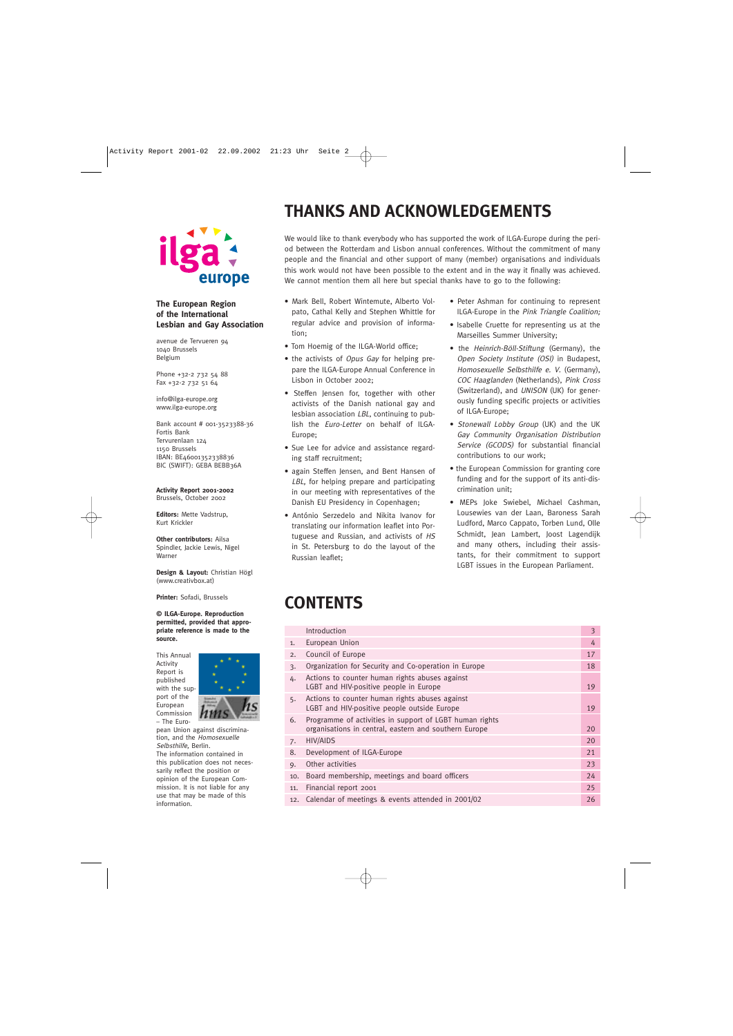**The European Region of the International Lesbian and Gay Association**

avenue de Tervueren 94
1040 Brussels
Belgium

Phone +32-2 732 54 88
Fax +32-2 732 51 64

info@ilga-europe.org
www.ilga-europe.org

Bank account # 001-3523388-36
Fortis Bank
Tervurenlaan 124
1150 Brussels
IBAN: BE46001352338836
BIC (SWIFT): GEBA BEBB36A

**Activity Report 2001-2002**
Brussels, October 2002

**Editors:** Mette Vadstrup, Kurt Krickler

**Other contributors:** Ailsa Spindler, Jackie Lewis, Nigel Warner

**Design & Layout:** Christian Högl (www.creativbox.at)

**Printer:** Sofadi, Brussels

**© ILGA-Europe. Reproduction permitted, provided that appropriate reference is made to the source.**

This Annual Activity Report is published with the support of the European Commission – The European Union against discrimination, and the *Homosexuelle Selbsthilfe*, Berlin.
The information contained in this publication does not necessarily reflect the position or opinion of the European Commission. It is not liable for any use that may be made of this information.

# THANKS AND ACKNOWLEDGEMENTS

We would like to thank everybody who has supported the work of ILGA-Europe during the period between the Rotterdam and Lisbon annual conferences. Without the commitment of many people and the financial and other support of many (member) organisations and individuals this work would not have been possible to the extent and in the way it finally was achieved. We cannot mention them all here but special thanks have to go to the following:

- Mark Bell, Robert Wintemute, Alberto Volpato, Cathal Kelly and Stephen Whittle for regular advice and provision of information;
- Tom Hoemig of the ILGA-World office;
- the activists of *Opus Gay* for helping prepare the ILGA-Europe Annual Conference in Lisbon in October 2002;
- Steffen Jensen for, together with other activists of the Danish national gay and lesbian association *LBL*, continuing to publish the *Euro-Letter* on behalf of ILGA-Europe;
- Sue Lee for advice and assistance regarding staff recruitment;
- again Steffen Jensen, and Bent Hansen of *LBL*, for helping prepare and participating in our meeting with representatives of the Danish EU Presidency in Copenhagen;
- António Serzedelo and Nikita Ivanov for translating our information leaflet into Portuguese and Russian, and activists of *HS* in St. Petersburg to do the layout of the Russian leaflet;
- Peter Ashman for continuing to represent ILGA-Europe in the *Pink Triangle Coalition;*
- Isabelle Cruette for representing us at the Marseilles Summer University;
- the *Heinrich-Böll-Stiftung* (Germany), the *Open Society Institute (OSI)* in Budapest, *Homosexuelle Selbsthilfe e. V.* (Germany), *COC Haaglanden* (Netherlands), *Pink Cross* (Switzerland), and *UNISON* (UK) for generously funding specific projects or activities of ILGA-Europe;
- *Stonewall Lobby Group* (UK) and the UK *Gay Community Organisation Distribution Service (GCODS)* for substantial financial contributions to our work;
- the European Commission for granting core funding and for the support of its anti-discrimination unit;
- MEPs Joke Swiebel, Michael Cashman, Lousewies van der Laan, Baroness Sarah Ludford, Marco Cappato, Torben Lund, Olle Schmidt, Jean Lambert, Joost Lagendijk and many others, including their assistants, for their commitment to support LGBT issues in the European Parliament.

# CONTENTS

| | | |
|---|---|---|
| | Introduction | 3 |
| 1. | European Union | 4 |
| 2. | Council of Europe | 17 |
| 3. | Organization for Security and Co-operation in Europe | 18 |
| 4. | Actions to counter human rights abuses against LGBT and HIV-positive people in Europe | 19 |
| 5. | Actions to counter human rights abuses against LGBT and HIV-positive people outside Europe | 19 |
| 6. | Programme of activities in support of LGBT human rights organisations in central, eastern and southern Europe | 20 |
| 7. | HIV/AIDS | 20 |
| 8. | Development of ILGA-Europe | 21 |
| 9. | Other activities | 23 |
| 10. | Board membership, meetings and board officers | 24 |
| 11. | Financial report 2001 | 25 |
| 12. | Calendar of meetings & events attended in 2001/02 | 26 |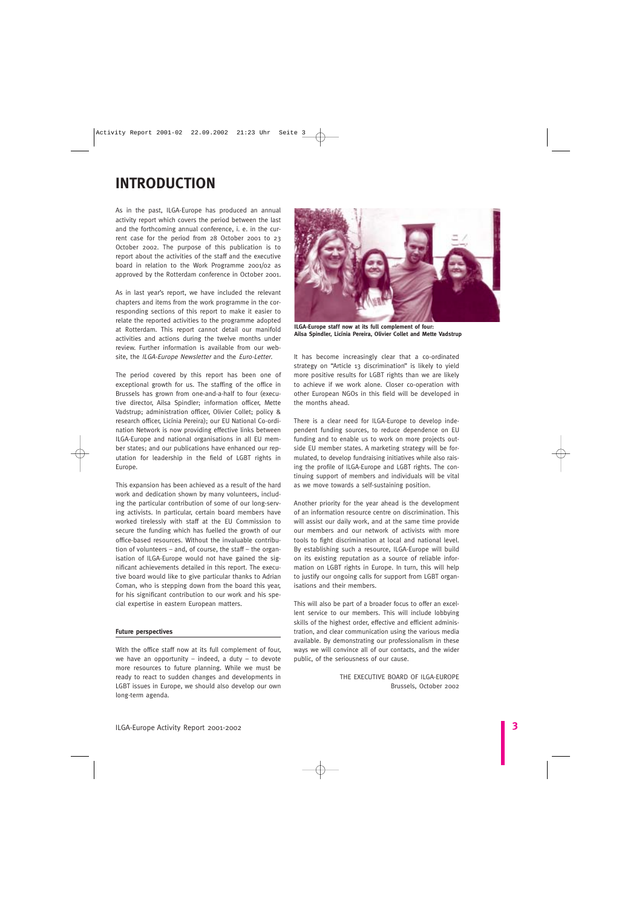# INTRODUCTION

As in the past, ILGA-Europe has produced an annual activity report which covers the period between the last and the forthcoming annual conference, i. e. in the current case for the period from 28 October 2001 to 23 October 2002. The purpose of this publication is to report about the activities of the staff and the executive board in relation to the Work Programme 2001/02 as approved by the Rotterdam conference in October 2001.

As in last year's report, we have included the relevant chapters and items from the work programme in the corresponding sections of this report to make it easier to relate the reported activities to the programme adopted at Rotterdam. This report cannot detail our manifold activities and actions during the twelve months under review. Further information is available from our website, the *ILGA-Europe Newsletter* and the *Euro-Letter*.

The period covered by this report has been one of exceptional growth for us. The staffing of the office in Brussels has grown from one-and-a-half to four (executive director, Ailsa Spindler; information officer, Mette Vadstrup; administration officer, Olivier Collet; policy & research officer, Licínia Pereira); our EU National Co-ordination Network is now providing effective links between ILGA-Europe and national organisations in all EU member states; and our publications have enhanced our reputation for leadership in the field of LGBT rights in Europe.

This expansion has been achieved as a result of the hard work and dedication shown by many volunteers, including the particular contribution of some of our long-serving activists. In particular, certain board members have worked tirelessly with staff at the EU Commission to secure the funding which has fuelled the growth of our office-based resources. Without the invaluable contribution of volunteers – and, of course, the staff – the organisation of ILGA-Europe would not have gained the significant achievements detailed in this report. The executive board would like to give particular thanks to Adrian Coman, who is stepping down from the board this year, for his significant contribution to our work and his special expertise in eastern European matters.

### Future perspectives

With the office staff now at its full complement of four, we have an opportunity – indeed, a duty – to devote more resources to future planning. While we must be ready to react to sudden changes and developments in LGBT issues in Europe, we should also develop our own long-term agenda.

**ILGA-Europe staff now at its full complement of four: Ailsa Spindler, Licínia Pereira, Olivier Collet and Mette Vadstrup**

It has become increasingly clear that a co-ordinated strategy on "Article 13 discrimination" is likely to yield more positive results for LGBT rights than we are likely to achieve if we work alone. Closer co-operation with other European NGOs in this field will be developed in the months ahead.

There is a clear need for ILGA-Europe to develop independent funding sources, to reduce dependence on EU funding and to enable us to work on more projects outside EU member states. A marketing strategy will be formulated, to develop fundraising initiatives while also raising the profile of ILGA-Europe and LGBT rights. The continuing support of members and individuals will be vital as we move towards a self-sustaining position.

Another priority for the year ahead is the development of an information resource centre on discrimination. This will assist our daily work, and at the same time provide our members and our network of activists with more tools to fight discrimination at local and national level. By establishing such a resource, ILGA-Europe will build on its existing reputation as a source of reliable information on LGBT rights in Europe. In turn, this will help to justify our ongoing calls for support from LGBT organisations and their members.

This will also be part of a broader focus to offer an excellent service to our members. This will include lobbying skills of the highest order, effective and efficient administration, and clear communication using the various media available. By demonstrating our professionalism in these ways we will convince all of our contacts, and the wider public, of the seriousness of our cause.

THE EXECUTIVE BOARD OF ILGA-EUROPE
Brussels, October 2002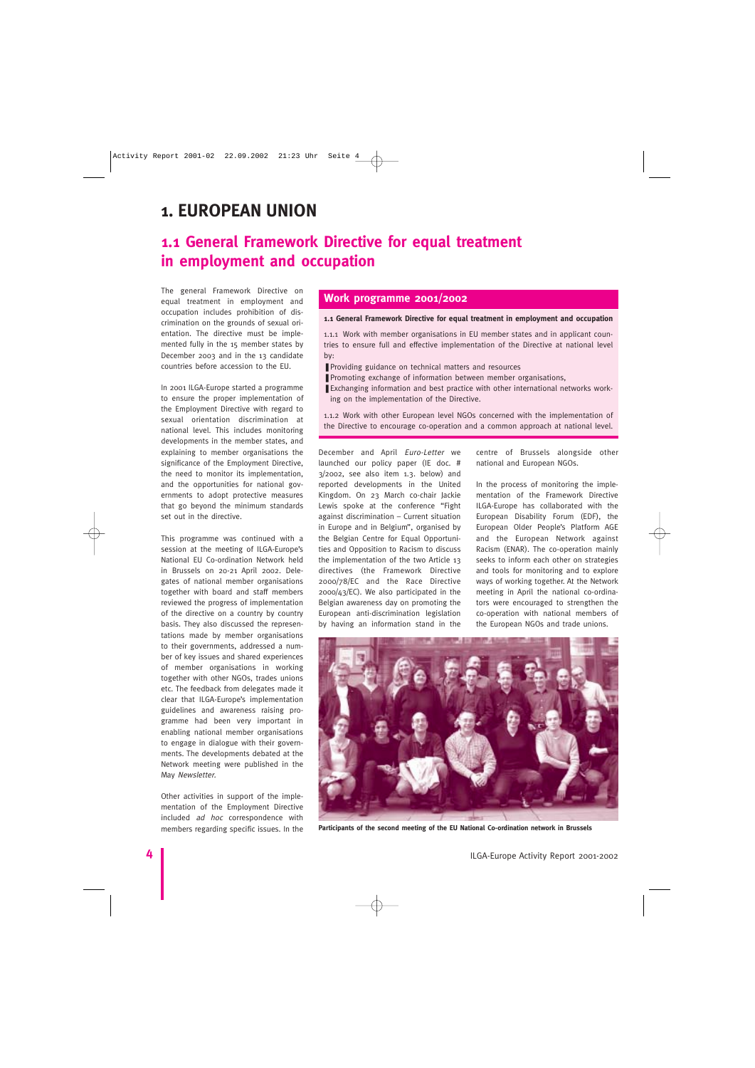# 1. EUROPEAN UNION

## 1.1 General Framework Directive for equal treatment in employment and occupation

The general Framework Directive on equal treatment in employment and occupation includes prohibition of discrimination on the grounds of sexual orientation. The directive must be implemented fully in the 15 member states by December 2003 and in the 13 candidate countries before accession to the EU.

In 2001 ILGA-Europe started a programme to ensure the proper implementation of the Employment Directive with regard to sexual orientation discrimination at national level. This includes monitoring developments in the member states, and explaining to member organisations the significance of the Employment Directive, the need to monitor its implementation, and the opportunities for national governments to adopt protective measures that go beyond the minimum standards set out in the directive.

This programme was continued with a session at the meeting of ILGA-Europe's National EU Co-ordination Network held in Brussels on 20-21 April 2002. Delegates of national member organisations together with board and staff members reviewed the progress of implementation of the directive on a country by country basis. They also discussed the representations made by member organisations to their governments, addressed a number of key issues and shared experiences of member organisations in working together with other NGOs, trades unions etc. The feedback from delegates made it clear that ILGA-Europe's implementation guidelines and awareness raising programme had been very important in enabling national member organisations to engage in dialogue with their governments. The developments debated at the Network meeting were published in the May *Newsletter*.

Other activities in support of the implementation of the Employment Directive included *ad hoc* correspondence with members regarding specific issues. In the December and April *Euro-Letter* we launched our policy paper (IE doc. # 3/2002, see also item 1.3. below) and reported developments in the United Kingdom. On 23 March co-chair Jackie Lewis spoke at the conference "Fight against discrimination – Current situation in Europe and in Belgium", organised by the Belgian Centre for Equal Opportunities and Opposition to Racism to discuss the implementation of the two Article 13 directives (the Framework Directive 2000/78/EC and the Race Directive 2000/43/EC). We also participated in the Belgian awareness day on promoting the European anti-discrimination legislation by having an information stand in the centre of Brussels alongside other national and European NGOs.

In the process of monitoring the implementation of the Framework Directive ILGA-Europe has collaborated with the European Disability Forum (EDF), the European Older People's Platform AGE and the European Network against Racism (ENAR). The co-operation mainly seeks to inform each other on strategies and tools for monitoring and to explore ways of working together. At the Network meeting in April the national co-ordinators were encouraged to strengthen the co-operation with national members of the European NGOs and trade unions.

### Work programme 2001/2002

**1.1 General Framework Directive for equal treatment in employment and occupation**

1.1.1 Work with member organisations in EU member states and in applicant countries to ensure full and effective implementation of the Directive at national level by:

- Providing guidance on technical matters and resources
- Promoting exchange of information between member organisations,
- Exchanging information and best practice with other international networks working on the implementation of the Directive.

1.1.2 Work with other European level NGOs concerned with the implementation of the Directive to encourage co-operation and a common approach at national level.

**Participants of the second meeting of the EU National Co-ordination network in Brussels**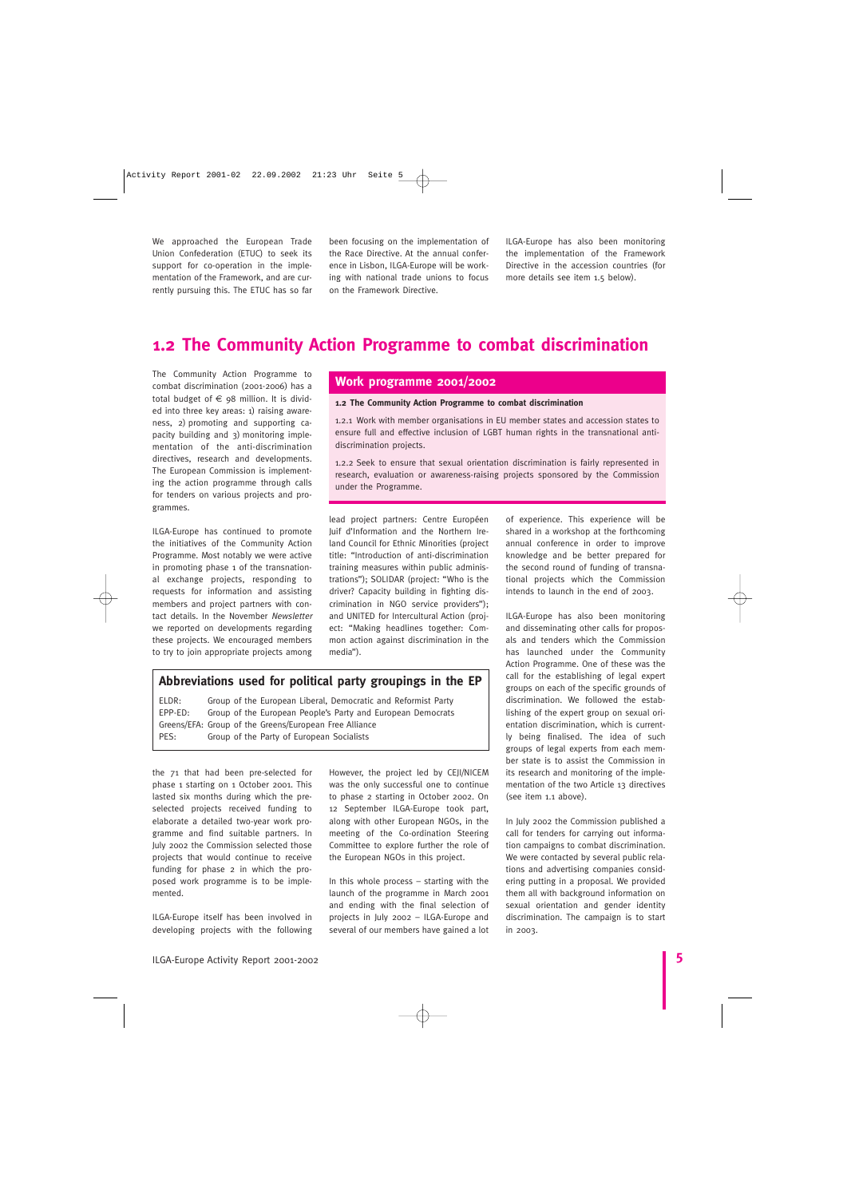We approached the European Trade Union Confederation (ETUC) to seek its support for co-operation in the implementation of the Framework, and are currently pursuing this. The ETUC has so far been focusing on the implementation of the Race Directive. At the annual conference in Lisbon, ILGA-Europe will be working with national trade unions to focus on the Framework Directive.

ILGA-Europe has also been monitoring the implementation of the Framework Directive in the accession countries (for more details see item 1.5 below).

## 1.2 The Community Action Programme to combat discrimination

The Community Action Programme to combat discrimination (2001-2006) has a total budget of € 98 million. It is divided into three key areas: 1) raising awareness, 2) promoting and supporting capacity building and 3) monitoring implementation of the anti-discrimination directives, research and developments. The European Commission is implementing the action programme through calls for tenders on various projects and programmes.

### Work programme 2001/2002

**1.2 The Community Action Programme to combat discrimination**

1.2.1 Work with member organisations in EU member states and accession states to ensure full and effective inclusion of LGBT human rights in the transnational anti-discrimination projects.

1.2.2 Seek to ensure that sexual orientation discrimination is fairly represented in research, evaluation or awareness-raising projects sponsored by the Commission under the Programme.

ILGA-Europe has continued to promote the initiatives of the Community Action Programme. Most notably we were active in promoting phase 1 of the transnational exchange projects, responding to requests for information and assisting members and project partners with contact details. In the November *Newsletter* we reported on developments regarding these projects. We encouraged members to try to join appropriate projects among the 71 that had been pre-selected for phase 1 starting on 1 October 2001. This lasted six months during which the pre-selected projects received funding to elaborate a detailed two-year work programme and find suitable partners. In July 2002 the Commission selected those projects that would continue to receive funding for phase 2 in which the proposed work programme is to be implemented.

ILGA-Europe itself has been involved in developing projects with the following lead project partners: Centre Européen Juif d'Information and the Northern Ireland Council for Ethnic Minorities (project title: "Introduction of anti-discrimination training measures within public administrations"); SOLIDAR (project: "Who is the driver? Capacity building in fighting discrimination in NGO service providers"); and UNITED for Intercultural Action (project: "Making headlines together: Common action against discrimination in the media").

However, the project led by CEJI/NICEM was the only successful one to continue to phase 2 starting in October 2002. On 12 September ILGA-Europe took part, along with other European NGOs, in the meeting of the Co-ordination Steering Committee to explore further the role of the European NGOs in this project.

In this whole process – starting with the launch of the programme in March 2001 and ending with the final selection of projects in July 2002 – ILGA-Europe and several of our members have gained a lot of experience. This experience will be shared in a workshop at the forthcoming annual conference in order to improve knowledge and be better prepared for the second round of funding of transnational projects which the Commission intends to launch in the end of 2003.

ILGA-Europe has also been monitoring and disseminating other calls for proposals and tenders which the Commission has launched under the Community Action Programme. One of these was the call for the establishing of legal expert groups on each of the specific grounds of discrimination. We followed the establishing of the expert group on sexual orientation discrimination, which is currently being finalised. The idea of such groups of legal experts from each member state is to assist the Commission in its research and monitoring of the implementation of the two Article 13 directives (see item 1.1 above).

In July 2002 the Commission published a call for tenders for carrying out information campaigns to combat discrimination. We were contacted by several public relations and advertising companies considering putting in a proposal. We provided them all with background information on sexual orientation and gender identity discrimination. The campaign is to start in 2003.

### Abbreviations used for political party groupings in the EP

| | |
|---|---|
| ELDR: | Group of the European Liberal, Democratic and Reformist Party |
| EPP-ED: | Group of the European People's Party and European Democrats |
| Greens/EFA: | Group of the Greens/European Free Alliance |
| PES: | Group of the Party of European Socialists |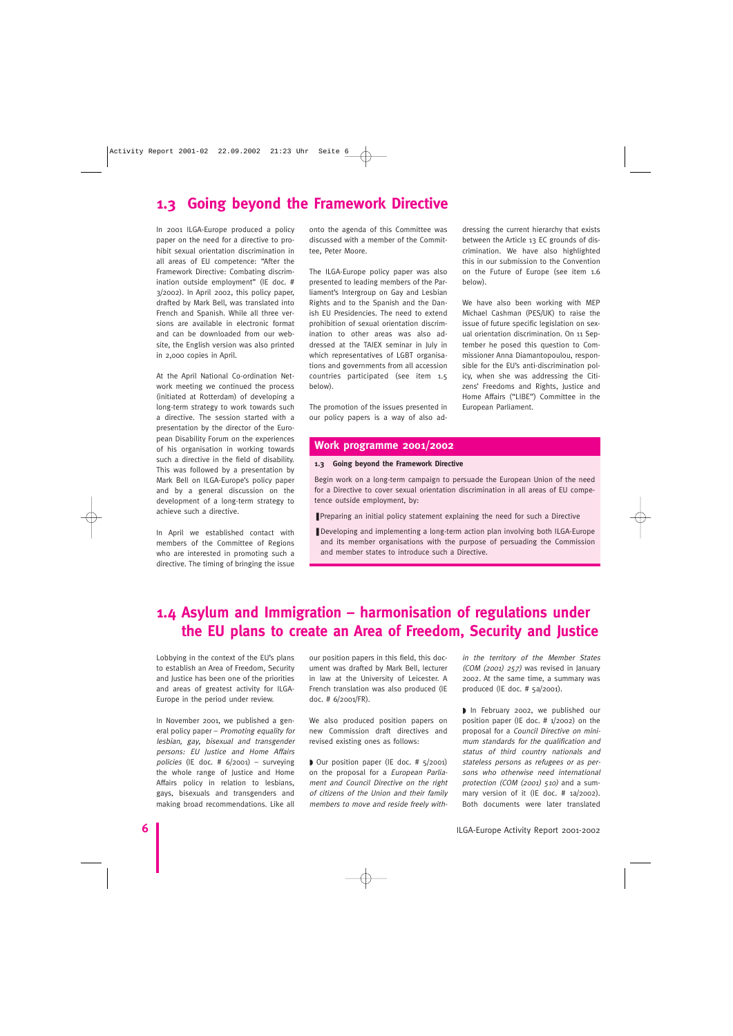## 1.3 Going beyond the Framework Directive

In 2001 ILGA-Europe produced a policy paper on the need for a directive to prohibit sexual orientation discrimination in all areas of EU competence: "After the Framework Directive: Combating discrimination outside employment" (IE doc. # 3/2002). In April 2002, this policy paper, drafted by Mark Bell, was translated into French and Spanish. While all three versions are available in electronic format and can be downloaded from our website, the English version was also printed in 2,000 copies in April.

At the April National Co-ordination Network meeting we continued the process (initiated at Rotterdam) of developing a long-term strategy to work towards such a directive. The session started with a presentation by the director of the European Disability Forum on the experiences of his organisation in working towards such a directive in the field of disability. This was followed by a presentation by Mark Bell on ILGA-Europe's policy paper and by a general discussion on the development of a long-term strategy to achieve such a directive.

In April we established contact with members of the Committee of Regions who are interested in promoting such a directive. The timing of bringing the issue onto the agenda of this Committee was discussed with a member of the Committee, Peter Moore.

The ILGA-Europe policy paper was also presented to leading members of the Parliament's Intergroup on Gay and Lesbian Rights and to the Spanish and the Danish EU Presidencies. The need to extend prohibition of sexual orientation discrimination to other areas was also addressed at the TAIEX seminar in July in which representatives of LGBT organisations and governments from all accession countries participated (see item 1.5 below).

The promotion of the issues presented in our policy papers is a way of also addressing the current hierarchy that exists between the Article 13 EC grounds of discrimination. We have also highlighted this in our submission to the Convention on the Future of Europe (see item 1.6 below).

We have also been working with MEP Michael Cashman (PES/UK) to raise the issue of future specific legislation on sexual orientation discrimination. On 11 September he posed this question to Commissioner Anna Diamantopoulou, responsible for the EU's anti-discrimination policy, when she was addressing the Citizens' Freedoms and Rights, Justice and Home Affairs ("LIBE") Committee in the European Parliament.

### Work programme 2001/2002

**1.3 Going beyond the Framework Directive**

Begin work on a long-term campaign to persuade the European Union of the need for a Directive to cover sexual orientation discrimination in all areas of EU competence outside employment, by:

- Preparing an initial policy statement explaining the need for such a Directive
- Developing and implementing a long-term action plan involving both ILGA-Europe and its member organisations with the purpose of persuading the Commission and member states to introduce such a Directive.

## 1.4 Asylum and Immigration – harmonisation of regulations under the EU plans to create an Area of Freedom, Security and Justice

Lobbying in the context of the EU's plans to establish an Area of Freedom, Security and Justice has been one of the priorities and areas of greatest activity for ILGA-Europe in the period under review.

In November 2001, we published a general policy paper – *Promoting equality for lesbian, gay, bisexual and transgender persons: EU Justice and Home Affairs policies* (IE doc. # 6/2001) – surveying the whole range of Justice and Home Affairs policy in relation to lesbians, gays, bisexuals and transgenders and making broad recommendations. Like all our position papers in this field, this document was drafted by Mark Bell, lecturer in law at the University of Leicester. A French translation was also produced (IE doc. # 6/2001/FR).

We also produced position papers on new Commission draft directives and revised existing ones as follows:

- Our position paper (IE doc. # 5/2001) on the proposal for a *European Parliament and Council Directive on the right of citizens of the Union and their family members to move and reside freely within the territory of the Member States (COM (2001) 257)* was revised in January 2002. At the same time, a summary was produced (IE doc. # 5a/2001).
- In February 2002, we published our position paper (IE doc. # 1/2002) on the proposal for a *Council Directive on minimum standards for the qualification and status of third country nationals and stateless persons as refugees or as persons who otherwise need international protection (COM (2001) 510)* and a summary version of it (IE doc. # 1a/2002). Both documents were later translated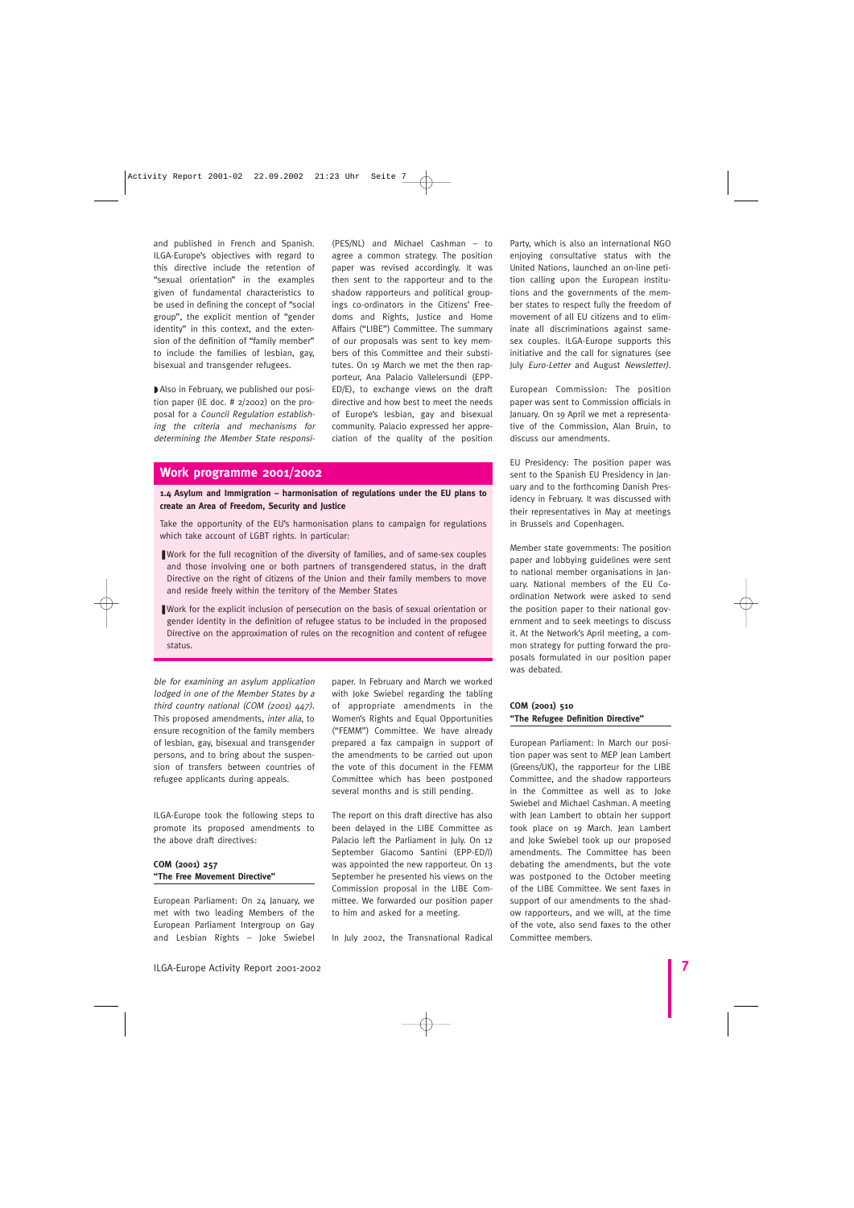and published in French and Spanish. ILGA-Europe's objectives with regard to this directive include the retention of "sexual orientation" in the examples given of fundamental characteristics to be used in defining the concept of "social group", the explicit mention of "gender identity" in this context, and the extension of the definition of "family member" to include the families of lesbian, gay, bisexual and transgender refugees.

Also in February, we published our position paper (IE doc. # 2/2002) on the proposal for a *Council Regulation establishing the criteria and mechanisms for determining the Member State responsible for examining an asylum application lodged in one of the Member States by a third country national (COM (2001) 447)*. This proposed amendments, *inter alia*, to ensure recognition of the family members of lesbian, gay, bisexual and transgender persons, and to bring about the suspension of transfers between countries of refugee applicants during appeals.

ILGA-Europe took the following steps to promote its proposed amendments to the above draft directives:

**COM (2001) 257**
**"The Free Movement Directive"**

European Parliament: On 24 January, we met with two leading Members of the European Parliament Intergroup on Gay and Lesbian Rights – Joke Swiebel (PES/NL) and Michael Cashman – to agree a common strategy. The position paper was revised accordingly. It was then sent to the rapporteur and to the shadow rapporteurs and political groupings co-ordinators in the Citizens' Freedoms and Rights, Justice and Home Affairs ("LIBE") Committee. The summary of our proposals was sent to key members of this Committee and their substitutes. On 19 March we met the then rapporteur, Ana Palacio Vallelersundi (EPP-ED/E), to exchange views on the draft directive and how best to meet the needs of Europe's lesbian, gay and bisexual community. Palacio expressed her appreciation of the quality of the position paper. In February and March we worked with Joke Swiebel regarding the tabling of appropriate amendments in the Women's Rights and Equal Opportunities ("FEMM") Committee. We have already prepared a fax campaign in support of the amendments to be carried out upon the vote of this document in the FEMM Committee which has been postponed several months and is still pending.

The report on this draft directive has also been delayed in the LIBE Committee as Palacio left the Parliament in July. On 12 September Giacomo Santini (EPP-ED/I) was appointed the new rapporteur. On 13 September he presented his views on the Commission proposal in the LIBE Committee. We forwarded our position paper to him and asked for a meeting.

In July 2002, the Transnational Radical Party, which is also an international NGO enjoying consultative status with the United Nations, launched an on-line petition calling upon the European institutions and the governments of the member states to respect fully the freedom of movement of all EU citizens and to eliminate all discriminations against same-sex couples. ILGA-Europe supports this initiative and the call for signatures (see July *Euro-Letter* and August *Newsletter)*.

European Commission: The position paper was sent to Commission officials in January. On 19 April we met a representative of the Commission, Alan Bruin, to discuss our amendments.

EU Presidency: The position paper was sent to the Spanish EU Presidency in January and to the forthcoming Danish Presidency in February. It was discussed with their representatives in May at meetings in Brussels and Copenhagen.

Member state governments: The position paper and lobbying guidelines were sent to national member organisations in January. National members of the EU Coordination Network were asked to send the position paper to their national government and to seek meetings to discuss it. At the Network's April meeting, a common strategy for putting forward the proposals formulated in our position paper was debated.

**COM (2001) 510**
**"The Refugee Definition Directive"**

European Parliament: In March our position paper was sent to MEP Jean Lambert (Greens/UK), the rapporteur for the LIBE Committee, and the shadow rapporteurs in the Committee as well as to Joke Swiebel and Michael Cashman. A meeting with Jean Lambert to obtain her support took place on 19 March. Jean Lambert and Joke Swiebel took up our proposed amendments. The Committee has been debating the amendments, but the vote was postponed to the October meeting of the LIBE Committee. We sent faxes in support of our amendments to the shadow rapporteurs, and we will, at the time of the vote, also send faxes to the other Committee members.

## Work programme 2001/2002

**1.4 Asylum and Immigration – harmonisation of regulations under the EU plans to create an Area of Freedom, Security and Justice**

Take the opportunity of the EU's harmonisation plans to campaign for regulations which take account of LGBT rights. In particular:

- Work for the full recognition of the diversity of families, and of same-sex couples and those involving one or both partners of transgendered status, in the draft Directive on the right of citizens of the Union and their family members to move and reside freely within the territory of the Member States
- Work for the explicit inclusion of persecution on the basis of sexual orientation or gender identity in the definition of refugee status to be included in the proposed Directive on the approximation of rules on the recognition and content of refugee status.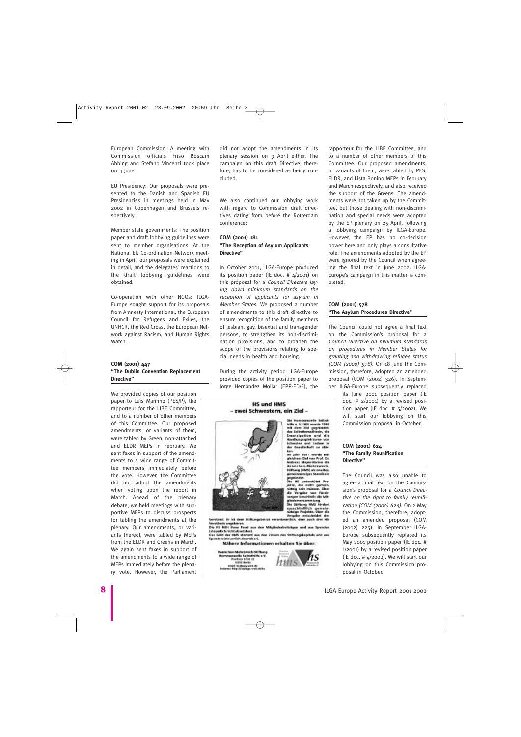European Commission: A meeting with Commission officials Friso Roscam Abbing and Stefano Vincenzi took place on 3 June.

EU Presidency: Our proposals were presented to the Danish and Spanish EU Presidencies in meetings held in May 2002 in Copenhagen and Brussels respectively.

Member state governments: The position paper and draft lobbying guidelines were sent to member organisations. At the National EU Co-ordination Network meeting in April, our proposals were explained in detail, and the delegates' reactions to the draft lobbying guidelines were obtained.

Co-operation with other NGOs: ILGA-Europe sought support for its proposals from Amnesty International, the European Council for Refugees and Exiles, the UNHCR, the Red Cross, the European Network against Racism, and Human Rights Watch.

### COM (2001) 447 "The Dublin Convention Replacement Directive"

We provided copies of our position paper to Luís Marinho (PES/P), the rapporteur for the LIBE Committee, and to a number of other members of this Committee. Our proposed amendments, or variants of them, were tabled by Green, non-attached and ELDR MEPs in February. We sent faxes in support of the amendments to a wide range of Committee members immediately before the vote. However, the Committee did not adopt the amendments when voting upon the report in March. Ahead of the plenary debate, we held meetings with supportive MEPs to discuss prospects for tabling the amendments at the plenary. Our amendments, or variants thereof, were tabled by MEPs from the ELDR and Greens in March. We again sent faxes in support of the amendments to a wide range of MEPs immediately before the plenary vote. However, the Parliament did not adopt the amendments in its plenary session on 9 April either. The campaign on this draft Directive, therefore, has to be considered as being concluded.

We also continued our lobbying work with regard to Commission draft directives dating from before the Rotterdam conference:

### COM (2001) 181 "The Reception of Asylum Applicants Directive"

In October 2001, ILGA-Europe produced its position paper (IE doc. # 4/2001) on this proposal for a *Council Directive laying down minimum standards on the reception of applicants for asylum in Member States*. We proposed a number of amendments to this draft directive to ensure recognition of the family members of lesbian, gay, bisexual and transgender persons, to strengthen its non-discrimination provisions, and to broaden the scope of the provisions relating to special needs in health and housing.

During the activity period ILGA-Europe provided copies of the position paper to Jorge Hernández Mollar (EPP-ED/E), the rapporteur for the LIBE Committee, and to a number of other members of this Committee. Our proposed amendments, or variants of them, were tabled by PES, ELDR, and Lista Bonino MEPs in February and March respectively, and also received the support of the Greens. The amendments were not taken up by the Committee, but those dealing with non-discrimination and special needs were adopted by the EP plenary on 25 April, following a lobbying campaign by ILGA-Europe. However, the EP has no co-decision power here and only plays a consultative role. The amendments adopted by the EP were ignored by the Council when agreeing the final text in June 2002. ILGA-Europe's campaign in this matter is completed.

### COM (2001) 578 "The Asylum Procedures Directive"

The Council could not agree a final text on the Commission's proposal for a *Council Directive on minimum standards on procedures in Member States for granting and withdrawing refugee status (COM (2000) 578)*. On 18 June the Commission, therefore, adopted an amended proposal (COM (2002) 326). In September ILGA-Europe subsequently replaced its June 2001 position paper (IE doc. # 2/2001) by a revised position paper (IE doc. # 5/2002). We will start our lobbying on this Commission proposal in October.

### COM (2001) 624 "The Family Reunification Directive"

The Council was also unable to agree a final text on the Commission's proposal for a *Council Directive on the right to family reunification (COM (2000) 624)*. On 2 May the Commission, therefore, adopted an amended proposal (COM (2002) 225). In September ILGA-Europe subsequently replaced its May 2001 position paper (IE doc. # 1/2001) by a revised position paper (IE doc. # 4/2002). We will start our lobbying on this Commission proposal in October.

**HS und HMS – zwei Schwestern, ein Ziel –**

Die Homosexuelle Selbsthilfe e. V. (HS) wurde 1980 mit dem Ziel gegründet, das Selbstbewußtsein, die Emanzipation und die Handlungsspielräume von Schwulen und Lesben in der Gesellschaft zu stärken.
Im Jahr 1991 wurde mit gleichem Ziel von Prof. Dr. Andreas Meyer-Hanno die Hannchen-Mehrzweck-Stiftung (HMS) als zweites, gemeinnütziges Standbein gegründet.
Die HS unterstützt Projekte, die nicht gemeinnützig sein müssen. Über die Vergabe von Förderungen beschließt die Mitgliederversammlung.
Die Stiftung HMS fördert ausschließlich gemeinnützige Projekte. Über die Vergabe entscheidet der Vorstand. Er ist dem Stiftungsbeirat verantwortlich, dem auch drei HS-Vorstände angehören.
Die HS füllt ihren Fond aus den Mitgliederbeiträgen und aus Spenden (steuerlich nicht absetzbar).
Das Geld der HMS stammt aus den Zinsen des Stiftungskapitals und aus Spenden (steuerlich absetzbar).

**Nähere Informationen erhalten Sie über:**

Hannchen-Mehrzweck-Stiftung
Homosexuelle Selbsthilfe e.V.
Postfach 12 06 22
10596 Berlin
eMail: hs@gay-web.de
Internet: http://vitel.gay-web.de/hs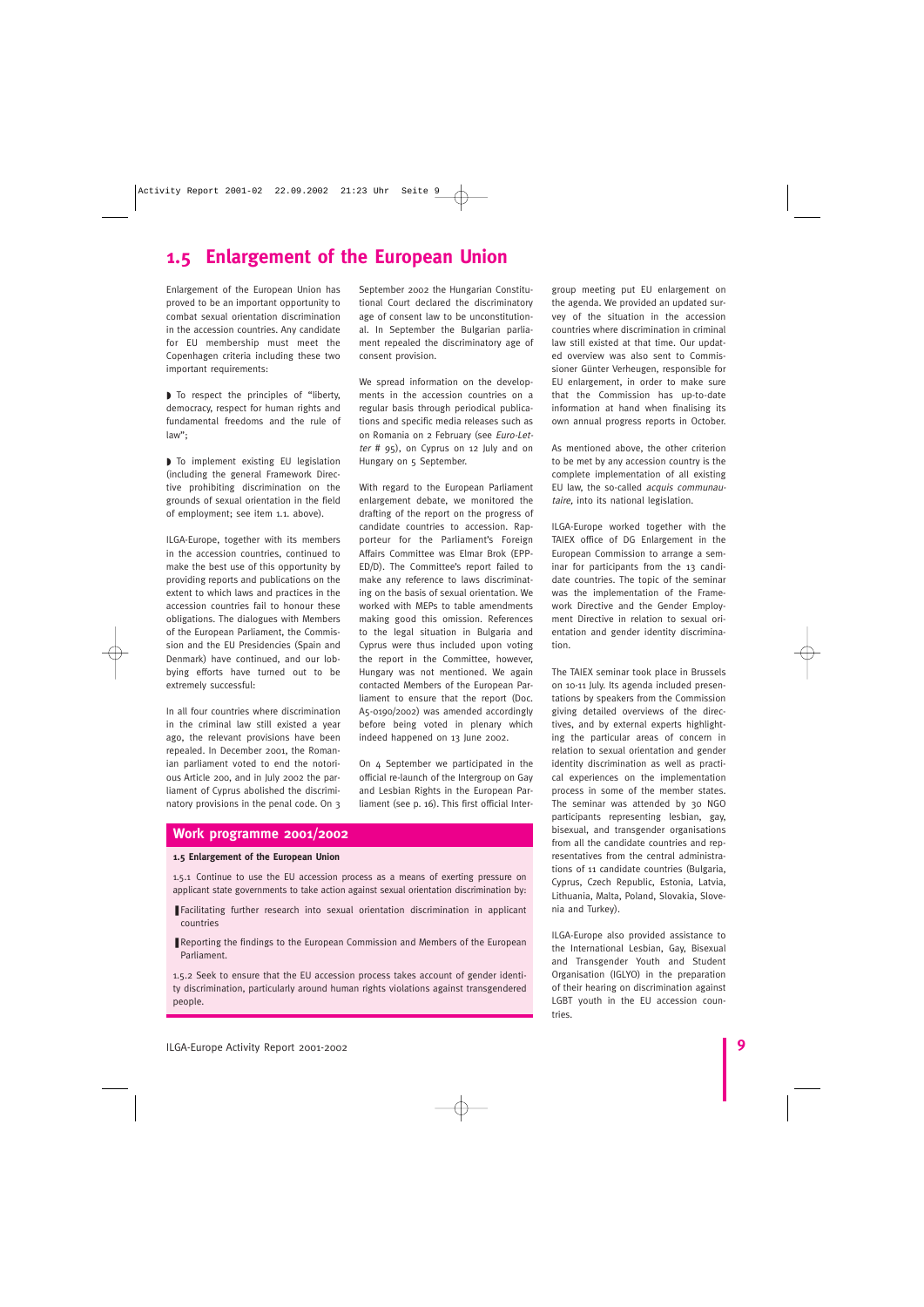## 1.5 Enlargement of the European Union

Enlargement of the European Union has proved to be an important opportunity to combat sexual orientation discrimination in the accession countries. Any candidate for EU membership must meet the Copenhagen criteria including these two important requirements:

- To respect the principles of "liberty, democracy, respect for human rights and fundamental freedoms and the rule of law";
- To implement existing EU legislation (including the general Framework Directive prohibiting discrimination on the grounds of sexual orientation in the field of employment; see item 1.1. above).

ILGA-Europe, together with its members in the accession countries, continued to make the best use of this opportunity by providing reports and publications on the extent to which laws and practices in the accession countries fail to honour these obligations. The dialogues with Members of the European Parliament, the Commission and the EU Presidencies (Spain and Denmark) have continued, and our lobbying efforts have turned out to be extremely successful:

In all four countries where discrimination in the criminal law still existed a year ago, the relevant provisions have been repealed. In December 2001, the Romanian parliament voted to end the notorious Article 200, and in July 2002 the parliament of Cyprus abolished the discriminatory provisions in the penal code. On 3 September 2002 the Hungarian Constitutional Court declared the discriminatory age of consent law to be unconstitutional. In September the Bulgarian parliament repealed the discriminatory age of consent provision.

We spread information on the developments in the accession countries on a regular basis through periodical publications and specific media releases such as on Romania on 2 February (see *Euro-Letter* # 95), on Cyprus on 12 July and on Hungary on 5 September.

With regard to the European Parliament enlargement debate, we monitored the drafting of the report on the progress of candidate countries to accession. Rapporteur for the Parliament's Foreign Affairs Committee was Elmar Brok (EPP-ED/D). The Committee's report failed to make any reference to laws discriminating on the basis of sexual orientation. We worked with MEPs to table amendments making good this omission. References to the legal situation in Bulgaria and Cyprus were thus included upon voting the report in the Committee, however, Hungary was not mentioned. We again contacted Members of the European Parliament to ensure that the report (Doc. A5-0190/2002) was amended accordingly before being voted in plenary which indeed happened on 13 June 2002.

On 4 September we participated in the official re-launch of the Intergroup on Gay and Lesbian Rights in the European Parliament (see p. 16). This first official Intergroup meeting put EU enlargement on the agenda. We provided an updated survey of the situation in the accession countries where discrimination in criminal law still existed at that time. Our updated overview was also sent to Commissioner Günter Verheugen, responsible for EU enlargement, in order to make sure that the Commission has up-to-date information at hand when finalising its own annual progress reports in October.

As mentioned above, the other criterion to be met by any accession country is the complete implementation of all existing EU law, the so-called *acquis communautaire*, into its national legislation.

ILGA-Europe worked together with the TAIEX office of DG Enlargement in the European Commission to arrange a seminar for participants from the 13 candidate countries. The topic of the seminar was the implementation of the Framework Directive and the Gender Employment Directive in relation to sexual orientation and gender identity discrimination.

The TAIEX seminar took place in Brussels on 10-11 July. Its agenda included presentations by speakers from the Commission giving detailed overviews of the directives, and by external experts highlighting the particular areas of concern in relation to sexual orientation and gender identity discrimination as well as practical experiences on the implementation process in some of the member states. The seminar was attended by 30 NGO participants representing lesbian, gay, bisexual, and transgender organisations from all the candidate countries and representatives from the central administrations of 11 candidate countries (Bulgaria, Cyprus, Czech Republic, Estonia, Latvia, Lithuania, Malta, Poland, Slovakia, Slovenia and Turkey).

ILGA-Europe also provided assistance to the International Lesbian, Gay, Bisexual and Transgender Youth and Student Organisation (IGLYO) in the preparation of their hearing on discrimination against LGBT youth in the EU accession countries.

### Work programme 2001/2002

**1.5 Enlargement of the European Union**

1.5.1 Continue to use the EU accession process as a means of exerting pressure on applicant state governments to take action against sexual orientation discrimination by:

- Facilitating further research into sexual orientation discrimination in applicant countries
- Reporting the findings to the European Commission and Members of the European Parliament.

1.5.2 Seek to ensure that the EU accession process takes account of gender identity discrimination, particularly around human rights violations against transgendered people.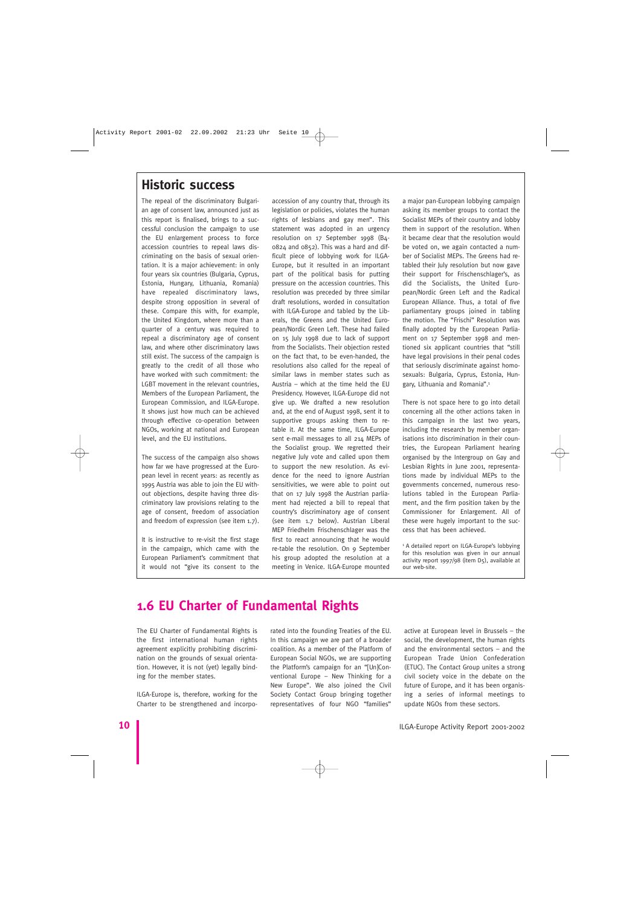## Historic success

The repeal of the discriminatory Bulgarian age of consent law, announced just as this report is finalised, brings to a successful conclusion the campaign to use the EU enlargement process to force accession countries to repeal laws discriminating on the basis of sexual orientation. It is a major achievement: in only four years six countries (Bulgaria, Cyprus, Estonia, Hungary, Lithuania, Romania) have repealed discriminatory laws, despite strong opposition in several of these. Compare this with, for example, the United Kingdom, where more than a quarter of a century was required to repeal a discriminatory age of consent law, and where other discriminatory laws still exist. The success of the campaign is greatly to the credit of all those who have worked with such commitment: the LGBT movement in the relevant countries, Members of the European Parliament, the European Commission, and ILGA-Europe. It shows just how much can be achieved through effective co-operation between NGOs, working at national and European level, and the EU institutions.

The success of the campaign also shows how far we have progressed at the European level in recent years: as recently as 1995 Austria was able to join the EU without objections, despite having three discriminatory law provisions relating to the age of consent, freedom of association and freedom of expression (see item 1.7).

It is instructive to re-visit the first stage in the campaign, which came with the European Parliament's commitment that it would not "give its consent to the accession of any country that, through its legislation or policies, violates the human rights of lesbians and gay men". This statement was adopted in an urgency resolution on 17 September 1998 (B4-0824 and 0852). This was a hard and difficult piece of lobbying work for ILGA-Europe, but it resulted in an important part of the political basis for putting pressure on the accession countries. This resolution was preceded by three similar draft resolutions, worded in consultation with ILGA-Europe and tabled by the Liberals, the Greens and the United European/Nordic Green Left. These had failed on 15 July 1998 due to lack of support from the Socialists. Their objection rested on the fact that, to be even-handed, the resolutions also called for the repeal of similar laws in member states such as Austria – which at the time held the EU Presidency. However, ILGA-Europe did not give up. We drafted a new resolution and, at the end of August 1998, sent it to supportive groups asking them to re-table it. At the same time, ILGA-Europe sent e-mail messages to all 214 MEPs of the Socialist group. We regretted their negative July vote and called upon them to support the new resolution. As evidence for the need to ignore Austrian sensitivities, we were able to point out that on 17 July 1998 the Austrian parliament had rejected a bill to repeal that country's discriminatory age of consent (see item 1.7 below). Austrian Liberal MEP Friedhelm Frischenschlager was the first to react announcing that he would re-table the resolution. On 9 September his group adopted the resolution at a meeting in Venice. ILGA-Europe mounted a major pan-European lobbying campaign asking its member groups to contact the Socialist MEPs of their country and lobby them in support of the resolution. When it became clear that the resolution would be voted on, we again contacted a number of Socialist MEPs. The Greens had re-tabled their July resolution but now gave their support for Frischenschlager's, as did the Socialists, the United European/Nordic Green Left and the Radical European Alliance. Thus, a total of five parliamentary groups joined in tabling the motion. The "Frischi" Resolution was finally adopted by the European Parliament on 17 September 1998 and mentioned six applicant countries that "still have legal provisions in their penal codes that seriously discriminate against homosexuals: Bulgaria, Cyprus, Estonia, Hungary, Lithuania and Romania".[1]

There is not space here to go into detail concerning all the other actions taken in this campaign in the last two years, including the research by member organisations into discrimination in their countries, the European Parliament hearing organised by the Intergroup on Gay and Lesbian Rights in June 2001, representations made by individual MEPs to the governments concerned, numerous resolutions tabled in the European Parliament, and the firm position taken by the Commissioner for Enlargement. All of these were hugely important to the success that has been achieved.

[1] A detailed report on ILGA-Europe's lobbying for this resolution was given in our annual activity report 1997/98 (item D5), available at our web-site.

## 1.6 EU Charter of Fundamental Rights

The EU Charter of Fundamental Rights is the first international human rights agreement explicitly prohibiting discrimination on the grounds of sexual orientation. However, it is not (yet) legally binding for the member states.

ILGA-Europe is, therefore, working for the Charter to be strengthened and incorporated into the founding Treaties of the EU. In this campaign we are part of a broader coalition. As a member of the Platform of European Social NGOs, we are supporting the Platform's campaign for an "[Un]Conventional Europe – New Thinking for a New Europe". We also joined the Civil Society Contact Group bringing together representatives of four NGO "families" active at European level in Brussels – the social, the development, the human rights and the environmental sectors – and the European Trade Union Confederation (ETUC). The Contact Group unites a strong civil society voice in the debate on the future of Europe, and it has been organising a series of informal meetings to update NGOs from these sectors.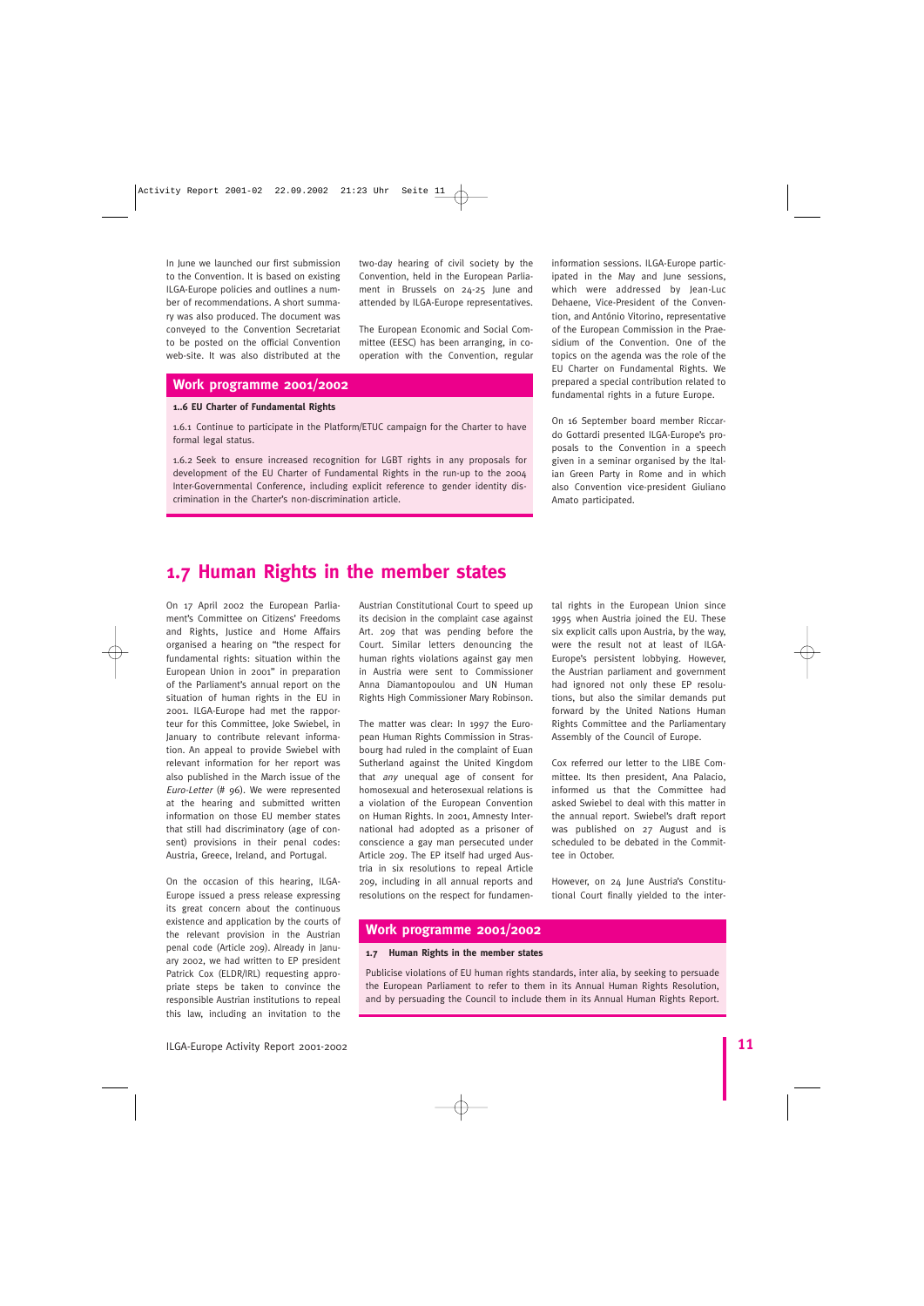In June we launched our first submission to the Convention. It is based on existing ILGA-Europe policies and outlines a number of recommendations. A short summary was also produced. The document was conveyed to the Convention Secretariat to be posted on the official Convention web-site. It was also distributed at the two-day hearing of civil society by the Convention, held in the European Parliament in Brussels on 24-25 June and attended by ILGA-Europe representatives.

The European Economic and Social Committee (EESC) has been arranging, in co-operation with the Convention, regular information sessions. ILGA-Europe participated in the May and June sessions, which were addressed by Jean-Luc Dehaene, Vice-President of the Convention, and António Vitorino, representative of the European Commission in the Praesidium of the Convention. One of the topics on the agenda was the role of the EU Charter on Fundamental Rights. We prepared a special contribution related to fundamental rights in a future Europe.

On 16 September board member Riccardo Gottardi presented ILGA-Europe's proposals to the Convention in a speech given in a seminar organised by the Italian Green Party in Rome and in which also Convention vice-president Giuliano Amato participated.

### Work programme 2001/2002

**1..6 EU Charter of Fundamental Rights**

1.6.1 Continue to participate in the Platform/ETUC campaign for the Charter to have formal legal status.

1.6.2 Seek to ensure increased recognition for LGBT rights in any proposals for development of the EU Charter of Fundamental Rights in the run-up to the 2004 Inter-Governmental Conference, including explicit reference to gender identity discrimination in the Charter's non-discrimination article.

## 1.7 Human Rights in the member states

On 17 April 2002 the European Parliament's Committee on Citizens' Freedoms and Rights, Justice and Home Affairs organised a hearing on "the respect for fundamental rights: situation within the European Union in 2001" in preparation of the Parliament's annual report on the situation of human rights in the EU in 2001. ILGA-Europe had met the rapporteur for this Committee, Joke Swiebel, in January to contribute relevant information. An appeal to provide Swiebel with relevant information for her report was also published in the March issue of the *Euro-Letter* (# 96). We were represented at the hearing and submitted written information on those EU member states that still had discriminatory (age of consent) provisions in their penal codes: Austria, Greece, Ireland, and Portugal.

On the occasion of this hearing, ILGA-Europe issued a press release expressing its great concern about the continuous existence and application by the courts of the relevant provision in the Austrian penal code (Article 209). Already in January 2002, we had written to EP president Patrick Cox (ELDR/IRL) requesting appropriate steps be taken to convince the responsible Austrian institutions to repeal this law, including an invitation to the Austrian Constitutional Court to speed up its decision in the complaint case against Art. 209 that was pending before the Court. Similar letters denouncing the human rights violations against gay men in Austria were sent to Commissioner Anna Diamantopoulou and UN Human Rights High Commissioner Mary Robinson.

The matter was clear: In 1997 the European Human Rights Commission in Strasbourg had ruled in the complaint of Euan Sutherland against the United Kingdom that *any* unequal age of consent for homosexual and heterosexual relations is a violation of the European Convention on Human Rights. In 2001, Amnesty International had adopted as a prisoner of conscience a gay man persecuted under Article 209. The EP itself had urged Austria in six resolutions to repeal Article 209, including in all annual reports and resolutions on the respect for fundamental rights in the European Union since 1995 when Austria joined the EU. These six explicit calls upon Austria, by the way, were the result not at least of ILGA-Europe's persistent lobbying. However, the Austrian parliament and government had ignored not only these EP resolutions, but also the similar demands put forward by the United Nations Human Rights Committee and the Parliamentary Assembly of the Council of Europe.

Cox referred our letter to the LIBE Committee. Its then president, Ana Palacio, informed us that the Committee had asked Swiebel to deal with this matter in the annual report. Swiebel's draft report was published on 27 August and is scheduled to be debated in the Committee in October.

However, on 24 June Austria's Constitutional Court finally yielded to the inter-

### Work programme 2001/2002

**1.7 Human Rights in the member states**

Publicise violations of EU human rights standards, inter alia, by seeking to persuade the European Parliament to refer to them in its Annual Human Rights Resolution, and by persuading the Council to include them in its Annual Human Rights Report.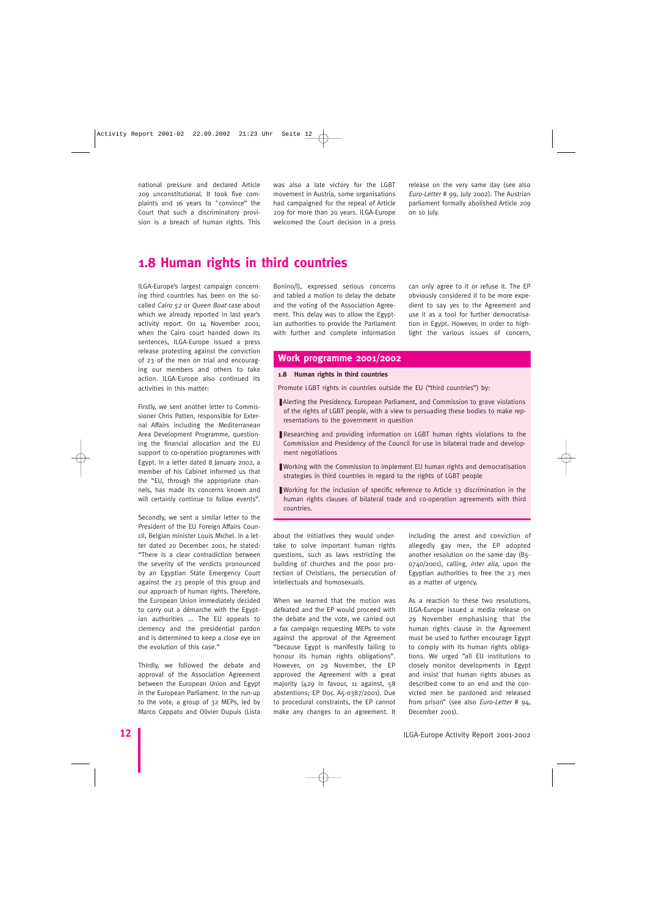national pressure and declared Article 209 unconstitutional. It took five complaints and 16 years to "convince" the Court that such a discriminatory provision is a breach of human rights. This was also a late victory for the LGBT movement in Austria, some organisations had campaigned for the repeal of Article 209 for more than 20 years. ILGA-Europe welcomed the Court decision in a press release on the very same day (see also *Euro-Letter* # 99, July 2002). The Austrian parliament formally abolished Article 209 on 10 July.

## 1.8 Human rights in third countries

ILGA-Europe's largest campaign concerning third countries has been on the so-called *Cairo 52* or *Queen Boat* case about which we already reported in last year's activity report. On 14 November 2001, when the Cairo court handed down its sentences, ILGA-Europe issued a press release protesting against the conviction of 23 of the men on trial and encouraging our members and others to take action. ILGA-Europe also continued its activities in this matter:

Firstly, we sent another letter to Commissioner Chris Patten, responsible for External Affairs including the Mediterranean Area Development Programme, questioning the financial allocation and the EU support to co-operation programmes with Egypt. In a letter dated 8 January 2002, a member of his Cabinet informed us that the "EU, through the appropriate channels, has made its concerns known and will certainly continue to follow events".

Secondly, we sent a similar letter to the President of the EU Foreign Affairs Council, Belgian minister Louis Michel. In a letter dated 20 December 2001, he stated: "There is a clear contradiction between the severity of the verdicts pronounced by an Egyptian State Emergency Court against the 23 people of this group and our approach of human rights. Therefore, the European Union immediately decided to carry out a démarche with the Egyptian authorities ... The EU appeals to clemency and the presidential pardon and is determined to keep a close eye on the evolution of this case."

Thirdly, we followed the debate and approval of the Association Agreement between the European Union and Egypt in the European Parliament. In the run-up to the vote, a group of 32 MEPs, led by Marco Cappato and Olivier Dupuis (Lista Bonino/I), expressed serious concerns and tabled a motion to delay the debate and the voting of the Association Agreement. This delay was to allow the Egyptian authorities to provide the Parliament with further and complete information about the initiatives they would undertake to solve important human rights questions, such as laws restricting the building of churches and the poor protection of Christians, the persecution of intellectuals and homosexuals.

When we learned that the motion was defeated and the EP would proceed with the debate and the vote, we carried out a fax campaign requesting MEPs to vote against the approval of the Agreement "because Egypt is manifestly failing to honour its human rights obligations". However, on 29 November, the EP approved the Agreement with a great majority (429 in favour, 11 against, 58 abstentions; EP Doc. A5-0387/2001). Due to procedural constraints, the EP cannot make any changes to an agreement. It can only agree to it or refuse it. The EP obviously considered it to be more expedient to say yes to the Agreement and use it as a tool for further democratisation in Egypt. However, in order to highlight the various issues of concern, including the arrest and conviction of allegedly gay men, the EP adopted another resolution on the same day (B5-0740/2001), calling, *inter alia*, upon the Egyptian authorities to free the 23 men as a matter of urgency.

As a reaction to these two resolutions, ILGA-Europe issued a media release on 29 November emphasising that the human rights clause in the Agreement must be used to further encourage Egypt to comply with its human rights obligations. We urged "all EU institutions to closely monitor developments in Egypt and insist that human rights abuses as described come to an end and the convicted men be pardoned and released from prison" (see also *Euro-Letter* # 94, December 2001).

### Work programme 2001/2002

**1.8 Human rights in third countries**

Promote LGBT rights in countries outside the EU ("third countries") by:

- Alerting the Presidency, European Parliament, and Commission to grave violations of the rights of LGBT people, with a view to persuading these bodies to make representations to the government in question
- Researching and providing information on LGBT human rights violations to the Commission and Presidency of the Council for use in bilateral trade and development negotiations
- Working with the Commission to implement EU human rights and democratisation strategies in third countries in regard to the rights of LGBT people
- Working for the inclusion of specific reference to Article 13 discrimination in the human rights clauses of bilateral trade and co-operation agreements with third countries.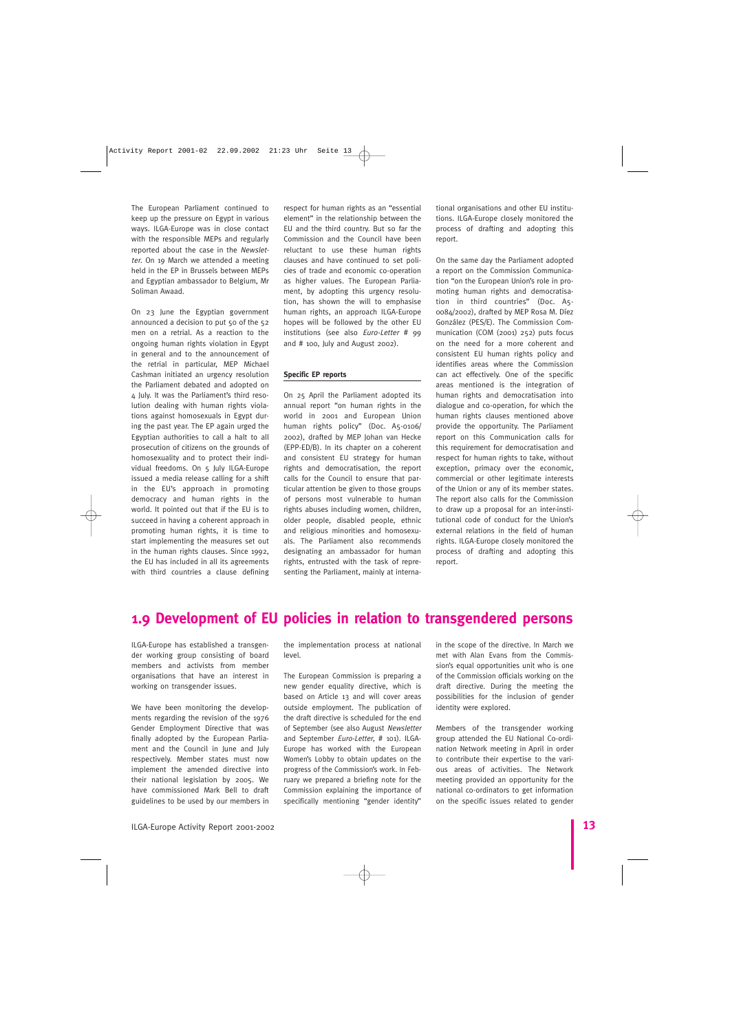The European Parliament continued to keep up the pressure on Egypt in various ways. ILGA-Europe was in close contact with the responsible MEPs and regularly reported about the case in the *Newsletter*. On 19 March we attended a meeting held in the EP in Brussels between MEPs and Egyptian ambassador to Belgium, Mr Soliman Awaad.

On 23 June the Egyptian government announced a decision to put 50 of the 52 men on a retrial. As a reaction to the ongoing human rights violation in Egypt in general and to the announcement of the retrial in particular, MEP Michael Cashman initiated an urgency resolution the Parliament debated and adopted on 4 July. It was the Parliament's third resolution dealing with human rights violations against homosexuals in Egypt during the past year. The EP again urged the Egyptian authorities to call a halt to all prosecution of citizens on the grounds of homosexuality and to protect their individual freedoms. On 5 July ILGA-Europe issued a media release calling for a shift in the EU's approach in promoting democracy and human rights in the world. It pointed out that if the EU is to succeed in having a coherent approach in promoting human rights, it is time to start implementing the measures set out in the human rights clauses. Since 1992, the EU has included in all its agreements with third countries a clause defining respect for human rights as an "essential element" in the relationship between the EU and the third country. But so far the Commission and the Council have been reluctant to use these human rights clauses and have continued to set policies of trade and economic co-operation as higher values. The European Parliament, by adopting this urgency resolution, has shown the will to emphasise human rights, an approach ILGA-Europe hopes will be followed by the other EU institutions (see also *Euro-Letter* # 99 and # 100, July and August 2002).

**Specific EP reports**

On 25 April the Parliament adopted its annual report "on human rights in the world in 2001 and European Union human rights policy" (Doc. A5-0106/2002), drafted by MEP Johan van Hecke (EPP-ED/B). In its chapter on a coherent and consistent EU strategy for human rights and democratisation, the report calls for the Council to ensure that particular attention be given to those groups of persons most vulnerable to human rights abuses including women, children, older people, disabled people, ethnic and religious minorities and homosexuals. The Parliament also recommends designating an ambassador for human rights, entrusted with the task of representing the Parliament, mainly at international organisations and other EU institutions. ILGA-Europe closely monitored the process of drafting and adopting this report.

On the same day the Parliament adopted a report on the Commission Communication "on the European Union's role in promoting human rights and democratisation in third countries" (Doc. A5-0084/2002), drafted by MEP Rosa M. Díez González (PES/E). The Commission Communication (COM (2001) 252) puts focus on the need for a more coherent and consistent EU human rights policy and identifies areas where the Commission can act effectively. One of the specific areas mentioned is the integration of human rights and democratisation into dialogue and co-operation, for which the human rights clauses mentioned above provide the opportunity. The Parliament report on this Communication calls for this requirement for democratisation and respect for human rights to take, without exception, primacy over the economic, commercial or other legitimate interests of the Union or any of its member states. The report also calls for the Commission to draw up a proposal for an inter-institutional code of conduct for the Union's external relations in the field of human rights. ILGA-Europe closely monitored the process of drafting and adopting this report.

## 1.9 Development of EU policies in relation to transgendered persons

ILGA-Europe has established a transgender working group consisting of board members and activists from member organisations that have an interest in working on transgender issues.

We have been monitoring the developments regarding the revision of the 1976 Gender Employment Directive that was finally adopted by the European Parliament and the Council in June and July respectively. Member states must now implement the amended directive into their national legislation by 2005. We have commissioned Mark Bell to draft guidelines to be used by our members in the implementation process at national level.

The European Commission is preparing a new gender equality directive, which is based on Article 13 and will cover areas outside employment. The publication of the draft directive is scheduled for the end of September (see also August *Newsletter* and September *Euro-Letter*, # 101). ILGA-Europe has worked with the European Women's Lobby to obtain updates on the progress of the Commission's work. In February we prepared a briefing note for the Commission explaining the importance of specifically mentioning "gender identity" in the scope of the directive. In March we met with Alan Evans from the Commission's equal opportunities unit who is one of the Commission officials working on the draft directive. During the meeting the possibilities for the inclusion of gender identity were explored.

Members of the transgender working group attended the EU National Co-ordination Network meeting in April in order to contribute their expertise to the various areas of activities. The Network meeting provided an opportunity for the national co-ordinators to get information on the specific issues related to gender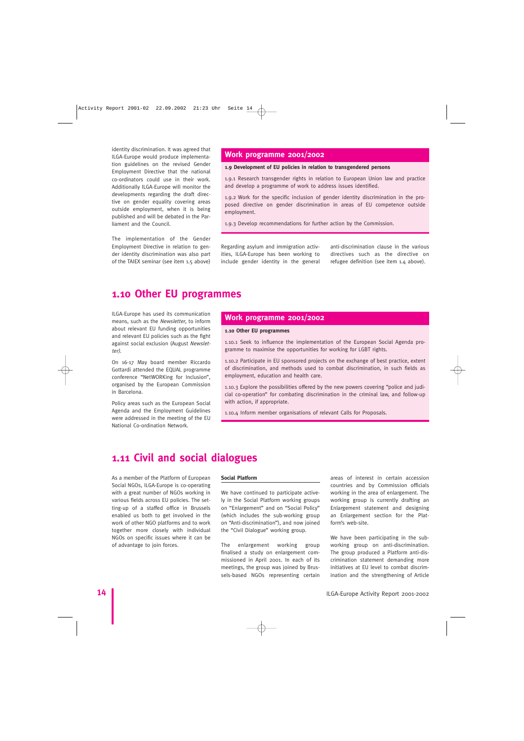identity discrimination. It was agreed that ILGA-Europe would produce implementation guidelines on the revised Gender Employment Directive that the national co-ordinators could use in their work. Additionally ILGA-Europe will monitor the developments regarding the draft directive on gender equality covering areas outside employment, when it is being published and will be debated in the Parliament and the Council.

The implementation of the Gender Employment Directive in relation to gender identity discrimination was also part of the TAIEX seminar (see item 1.5 above)

### Work programme 2001/2002

**1.9 Development of EU policies in relation to transgendered persons**

1.9.1 Research transgender rights in relation to European Union law and practice and develop a programme of work to address issues identified.

1.9.2 Work for the specific inclusion of gender identity discrimination in the proposed directive on gender discrimination in areas of EU competence outside employment.

1.9.3 Develop recommendations for further action by the Commission.

Regarding asylum and immigration activities, ILGA-Europe has been working to include gender identity in the general anti-discrimination clause in the various directives such as the directive on refugee definition (see item 1.4 above).

## 1.10 Other EU programmes

ILGA-Europe has used its communication means, such as the *Newsletter*, to inform about relevant EU funding opportunities and relevant EU policies such as the fight against social exclusion (August *Newsletter*).

On 16-17 May board member Riccardo Gottardi attended the EQUAL programme conference "NetWORKing for Inclusion", organised by the European Commission in Barcelona.

Policy areas such as the European Social Agenda and the Employment Guidelines were addressed in the meeting of the EU National Co-ordination Network.

### Work programme 2001/2002

**1.10 Other EU programmes**

1.10.1 Seek to influence the implementation of the European Social Agenda programme to maximise the opportunities for working for LGBT rights.

1.10.2 Participate in EU sponsored projects on the exchange of best practice, extent of discrimination, and methods used to combat discrimination, in such fields as employment, education and health care.

1.10.3 Explore the possibilities offered by the new powers covering "police and judicial co-operation" for combating discrimination in the criminal law, and follow-up with action, if appropriate.

1.10.4 Inform member organisations of relevant Calls for Proposals.

## 1.11 Civil and social dialogues

As a member of the Platform of European Social NGOs, ILGA-Europe is co-operating with a great number of NGOs working in various fields across EU policies. The setting-up of a staffed office in Brussels enabled us both to get involved in the work of other NGO platforms and to work together more closely with individual NGOs on specific issues where it can be of advantage to join forces.

### Social Platform

We have continued to participate actively in the Social Platform working groups on "Enlargement" and on "Social Policy" (which includes the sub-working group on "Anti-discrimination"), and now joined the "Civil Dialogue" working group.

The enlargement working group finalised a study on enlargement commissioned in April 2001. In each of its meetings, the group was joined by Brussels-based NGOs representing certain areas of interest in certain accession countries and by Commission officials working in the area of enlargement. The working group is currently drafting an Enlargement statement and designing an Enlargement section for the Platform's web-site.

We have been participating in the sub-working group on anti-discrimination. The group produced a Platform anti-discrimination statement demanding more initiatives at EU level to combat discrimination and the strengthening of Article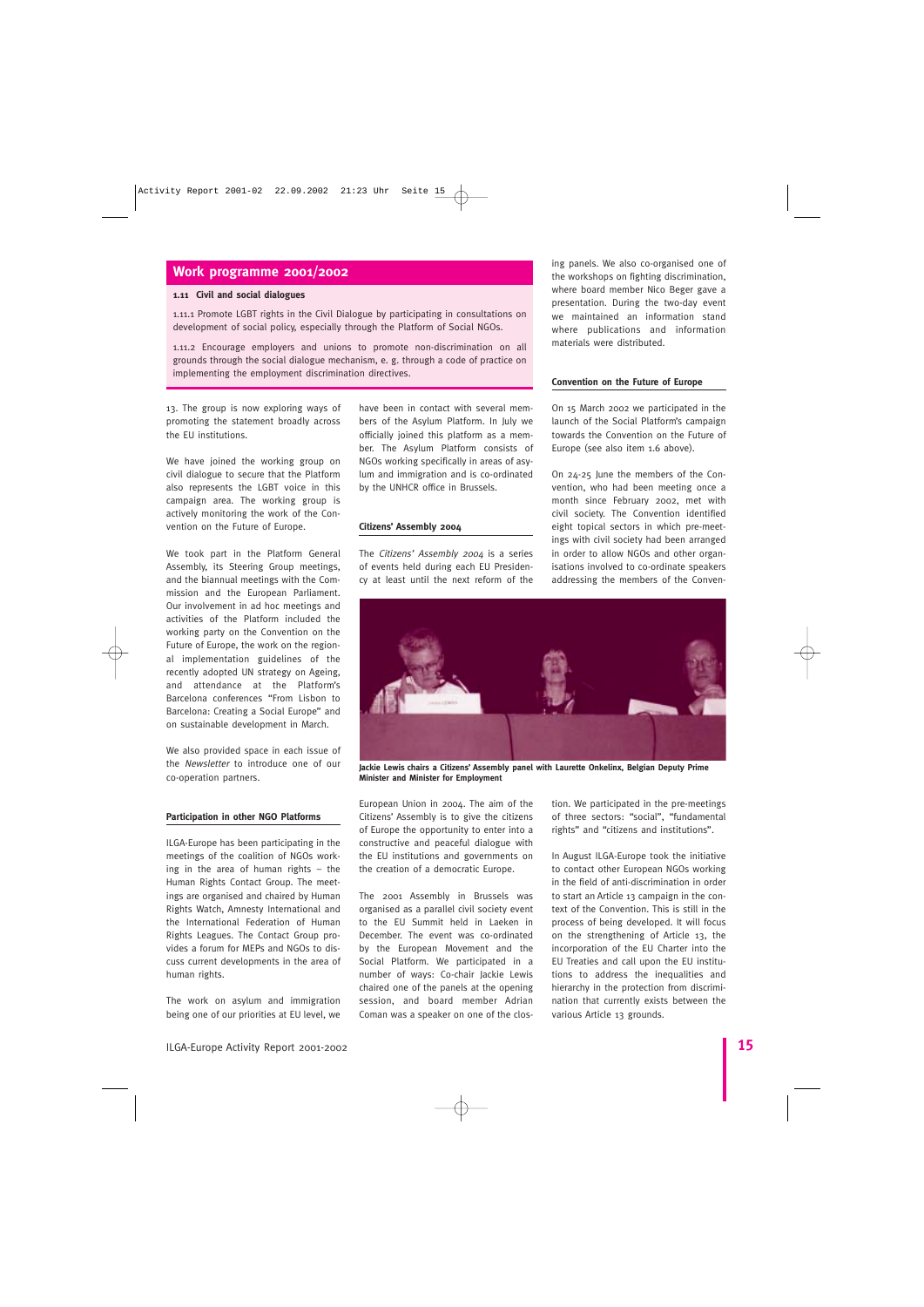## Work programme 2001/2002

**1.11 Civil and social dialogues**

1.11.1 Promote LGBT rights in the Civil Dialogue by participating in consultations on development of social policy, especially through the Platform of Social NGOs.

1.11.2 Encourage employers and unions to promote non-discrimination on all grounds through the social dialogue mechanism, e. g. through a code of practice on implementing the employment discrimination directives.

13. The group is now exploring ways of promoting the statement broadly across the EU institutions.

We have joined the working group on civil dialogue to secure that the Platform also represents the LGBT voice in this campaign area. The working group is actively monitoring the work of the Convention on the Future of Europe.

We took part in the Platform General Assembly, its Steering Group meetings, and the biannual meetings with the Commission and the European Parliament. Our involvement in ad hoc meetings and activities of the Platform included the working party on the Convention on the Future of Europe, the work on the regional implementation guidelines of the recently adopted UN strategy on Ageing, and attendance at the Platform's Barcelona conferences "From Lisbon to Barcelona: Creating a Social Europe" and on sustainable development in March.

We also provided space in each issue of the *Newsletter* to introduce one of our co-operation partners.

**Participation in other NGO Platforms**

ILGA-Europe has been participating in the meetings of the coalition of NGOs working in the area of human rights – the Human Rights Contact Group. The meetings are organised and chaired by Human Rights Watch, Amnesty International and the International Federation of Human Rights Leagues. The Contact Group provides a forum for MEPs and NGOs to discuss current developments in the area of human rights.

The work on asylum and immigration being one of our priorities at EU level, we have been in contact with several members of the Asylum Platform. In July we officially joined this platform as a member. The Asylum Platform consists of NGOs working specifically in areas of asylum and immigration and is co-ordinated by the UNHCR office in Brussels.

**Citizens' Assembly 2004**

The *Citizens' Assembly 2004* is a series of events held during each EU Presidency at least until the next reform of the European Union in 2004. The aim of the Citizens' Assembly is to give the citizens of Europe the opportunity to enter into a constructive and peaceful dialogue with the EU institutions and governments on the creation of a democratic Europe.

The 2001 Assembly in Brussels was organised as a parallel civil society event to the EU Summit held in Laeken in December. The event was co-ordinated by the European Movement and the Social Platform. We participated in a number of ways: Co-chair Jackie Lewis chaired one of the panels at the opening session, and board member Adrian Coman was a speaker on one of the closing panels. We also co-organised one of the workshops on fighting discrimination, where board member Nico Beger gave a presentation. During the two-day event we maintained an information stand where publications and information materials were distributed.

**Jackie Lewis chairs a Citizens' Assembly panel with Laurette Onkelinx, Belgian Deputy Prime Minister and Minister for Employment**

**Convention on the Future of Europe**

On 15 March 2002 we participated in the launch of the Social Platform's campaign towards the Convention on the Future of Europe (see also item 1.6 above).

On 24-25 June the members of the Convention, who had been meeting once a month since February 2002, met with civil society. The Convention identified eight topical sectors in which pre-meetings with civil society had been arranged in order to allow NGOs and other organisations involved to co-ordinate speakers addressing the members of the Convention. We participated in the pre-meetings of three sectors: "social", "fundamental rights" and "citizens and institutions".

In August ILGA-Europe took the initiative to contact other European NGOs working in the field of anti-discrimination in order to start an Article 13 campaign in the context of the Convention. This is still in the process of being developed. It will focus on the strengthening of Article 13, the incorporation of the EU Charter into the EU Treaties and call upon the EU institutions to address the inequalities and hierarchy in the protection from discrimination that currently exists between the various Article 13 grounds.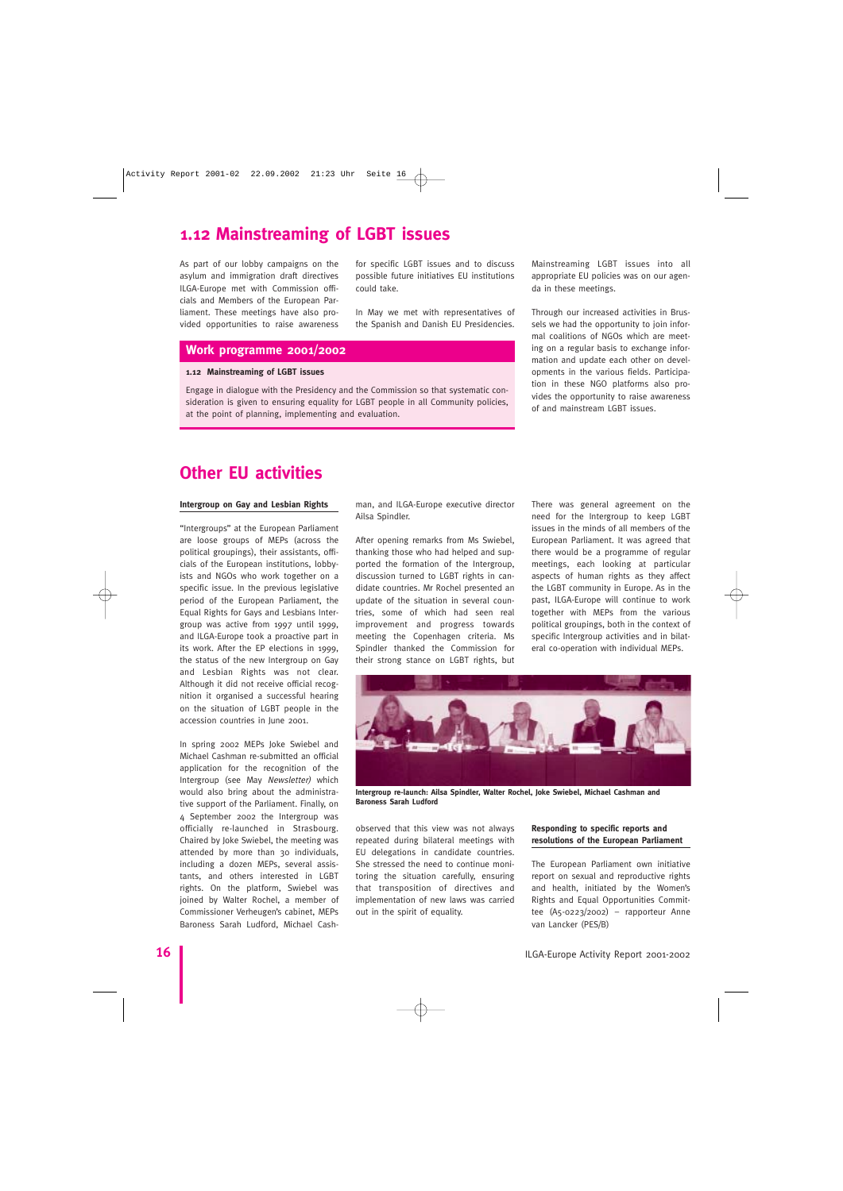## 1.12 Mainstreaming of LGBT issues

As part of our lobby campaigns on the asylum and immigration draft directives ILGA-Europe met with Commission officials and Members of the European Parliament. These meetings have also provided opportunities to raise awareness for specific LGBT issues and to discuss possible future initiatives EU institutions could take.

In May we met with representatives of the Spanish and Danish EU Presidencies. Mainstreaming LGBT issues into all appropriate EU policies was on our agenda in these meetings.

Through our increased activities in Brussels we had the opportunity to join informal coalitions of NGOs which are meeting on a regular basis to exchange information and update each other on developments in the various fields. Participation in these NGO platforms also provides the opportunity to raise awareness of and mainstream LGBT issues.

### Work programme 2001/2002

**1.12 Mainstreaming of LGBT issues**

Engage in dialogue with the Presidency and the Commission so that systematic consideration is given to ensuring equality for LGBT people in all Community policies, at the point of planning, implementing and evaluation.

## Other EU activities

**Intergroup on Gay and Lesbian Rights**

"Intergroups" at the European Parliament are loose groups of MEPs (across the political groupings), their assistants, officials of the European institutions, lobbyists and NGOs who work together on a specific issue. In the previous legislative period of the European Parliament, the Equal Rights for Gays and Lesbians Intergroup was active from 1997 until 1999, and ILGA-Europe took a proactive part in its work. After the EP elections in 1999, the status of the new Intergroup on Gay and Lesbian Rights was not clear. Although it did not receive official recognition it organised a successful hearing on the situation of LGBT people in the accession countries in June 2001.

In spring 2002 MEPs Joke Swiebel and Michael Cashman re-submitted an official application for the recognition of the Intergroup (see May *Newsletter)* which would also bring about the administrative support of the Parliament. Finally, on 4 September 2002 the Intergroup was officially re-launched in Strasbourg. Chaired by Joke Swiebel, the meeting was attended by more than 30 individuals, including a dozen MEPs, several assistants, and others interested in LGBT rights. On the platform, Swiebel was joined by Walter Rochel, a member of Commissioner Verheugen's cabinet, MEPs Baroness Sarah Ludford, Michael Cashman, and ILGA-Europe executive director Ailsa Spindler.

After opening remarks from Ms Swiebel, thanking those who had helped and supported the formation of the Intergroup, discussion turned to LGBT rights in candidate countries. Mr Rochel presented an update of the situation in several countries, some of which had seen real improvement and progress towards meeting the Copenhagen criteria. Ms Spindler thanked the Commission for their strong stance on LGBT rights, but observed that this view was not always repeated during bilateral meetings with EU delegations in candidate countries. She stressed the need to continue monitoring the situation carefully, ensuring that transposition of directives and implementation of new laws was carried out in the spirit of equality.

There was general agreement on the need for the Intergroup to keep LGBT issues in the minds of all members of the European Parliament. It was agreed that there would be a programme of regular meetings, each looking at particular aspects of human rights as they affect the LGBT community in Europe. As in the past, ILGA-Europe will continue to work together with MEPs from the various political groupings, both in the context of specific Intergroup activities and in bilateral co-operation with individual MEPs.

**Intergroup re-launch: Ailsa Spindler, Walter Rochel, Joke Swiebel, Michael Cashman and Baroness Sarah Ludford**

**Responding to specific reports and resolutions of the European Parliament**

The European Parliament own initiative report on sexual and reproductive rights and health, initiated by the Women's Rights and Equal Opportunities Committee (A5-0223/2002) – rapporteur Anne van Lancker (PES/B)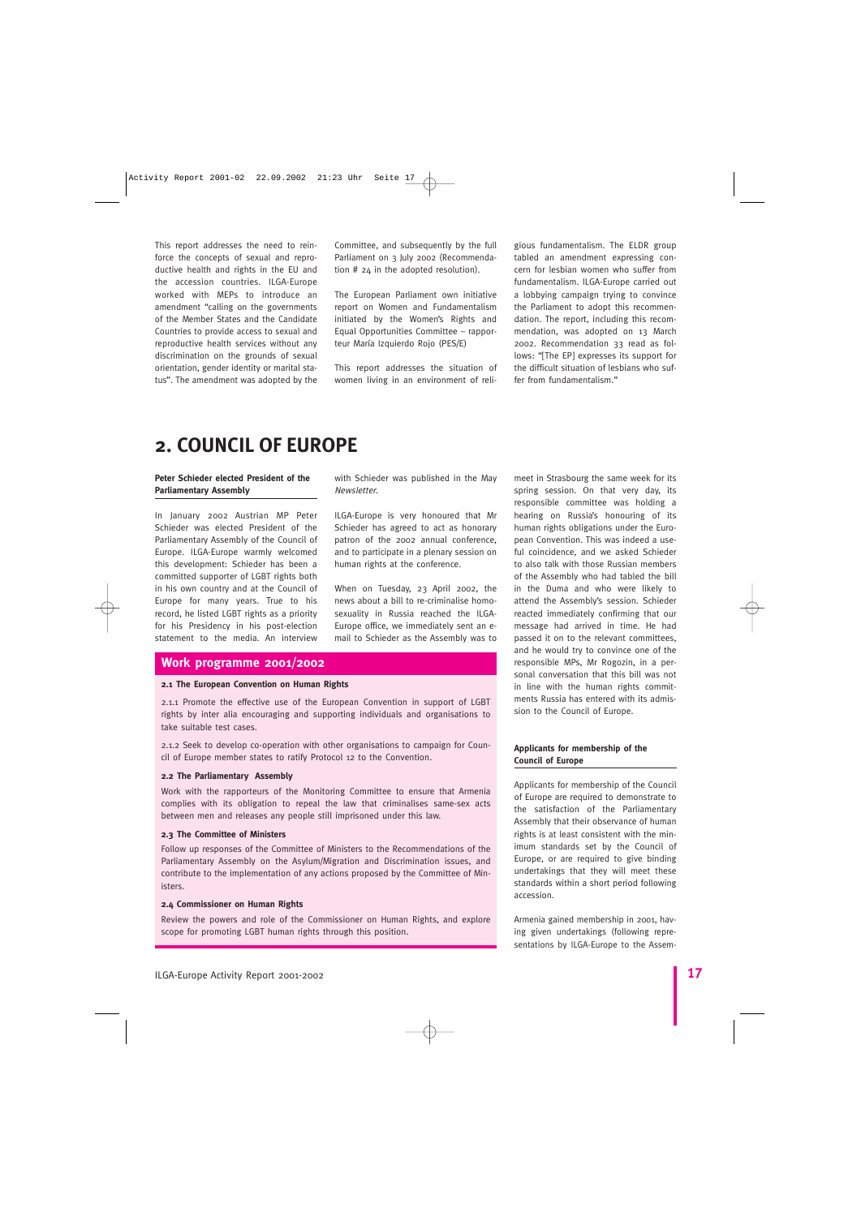This report addresses the need to reinforce the concepts of sexual and reproductive health and rights in the EU and the accession countries. ILGA-Europe worked with MEPs to introduce an amendment "calling on the governments of the Member States and the Candidate Countries to provide access to sexual and reproductive health services without any discrimination on the grounds of sexual orientation, gender identity or marital status". The amendment was adopted by the Committee, and subsequently by the full Parliament on 3 July 2002 (Recommendation # 24 in the adopted resolution).

The European Parliament own initiative report on Women and Fundamentalism initiated by the Women's Rights and Equal Opportunities Committee – rapporteur María Izquierdo Rojo (PES/E)

This report addresses the situation of women living in an environment of religious fundamentalism. The ELDR group tabled an amendment expressing concern for lesbian women who suffer from fundamentalism. ILGA-Europe carried out a lobbying campaign trying to convince the Parliament to adopt this recommendation. The report, including this recommendation, was adopted on 13 March 2002. Recommendation 33 read as follows: "[The EP] expresses its support for the difficult situation of lesbians who suffer from fundamentalism."

# 2. COUNCIL OF EUROPE

### Peter Schieder elected President of the Parliamentary Assembly

In January 2002 Austrian MP Peter Schieder was elected President of the Parliamentary Assembly of the Council of Europe. ILGA-Europe warmly welcomed this development: Schieder has been a committed supporter of LGBT rights both in his own country and at the Council of Europe for many years. True to his record, he listed LGBT rights as a priority for his Presidency in his post-election statement to the media. An interview with Schieder was published in the May *Newsletter*.

ILGA-Europe is very honoured that Mr Schieder has agreed to act as honorary patron of the 2002 annual conference, and to participate in a plenary session on human rights at the conference.

When on Tuesday, 23 April 2002, the news about a bill to re-criminalise homosexuality in Russia reached the ILGA-Europe office, we immediately sent an e-mail to Schieder as the Assembly was to meet in Strasbourg the same week for its spring session. On that very day, its responsible committee was holding a hearing on Russia's honouring of its human rights obligations under the European Convention. This was indeed a useful coincidence, and we asked Schieder to also talk with those Russian members of the Assembly who had tabled the bill in the Duma and who were likely to attend the Assembly's session. Schieder reacted immediately confirming that our message had arrived in time. He had passed it on to the relevant committees, and he would try to convince one of the responsible MPs, Mr Rogozin, in a personal conversation that this bill was not in line with the human rights commitments Russia has entered with its admission to the Council of Europe.

### Applicants for membership of the Council of Europe

Applicants for membership of the Council of Europe are required to demonstrate to the satisfaction of the Parliamentary Assembly that their observance of human rights is at least consistent with the minimum standards set by the Council of Europe, or are required to give binding undertakings that they will meet these standards within a short period following accession.

Armenia gained membership in 2001, having given undertakings (following representations by ILGA-Europe to the Assem-

## Work programme 2001/2002

**2.1 The European Convention on Human Rights**

2.1.1 Promote the effective use of the European Convention in support of LGBT rights by inter alia encouraging and supporting individuals and organisations to take suitable test cases.

2.1.2 Seek to develop co-operation with other organisations to campaign for Council of Europe member states to ratify Protocol 12 to the Convention.

**2.2 The Parliamentary Assembly**

Work with the rapporteurs of the Monitoring Committee to ensure that Armenia complies with its obligation to repeal the law that criminalises same-sex acts between men and releases any people still imprisoned under this law.

**2.3 The Committee of Ministers**

Follow up responses of the Committee of Ministers to the Recommendations of the Parliamentary Assembly on the Asylum/Migration and Discrimination issues, and contribute to the implementation of any actions proposed by the Committee of Ministers.

**2.4 Commissioner on Human Rights**

Review the powers and role of the Commissioner on Human Rights, and explore scope for promoting LGBT human rights through this position.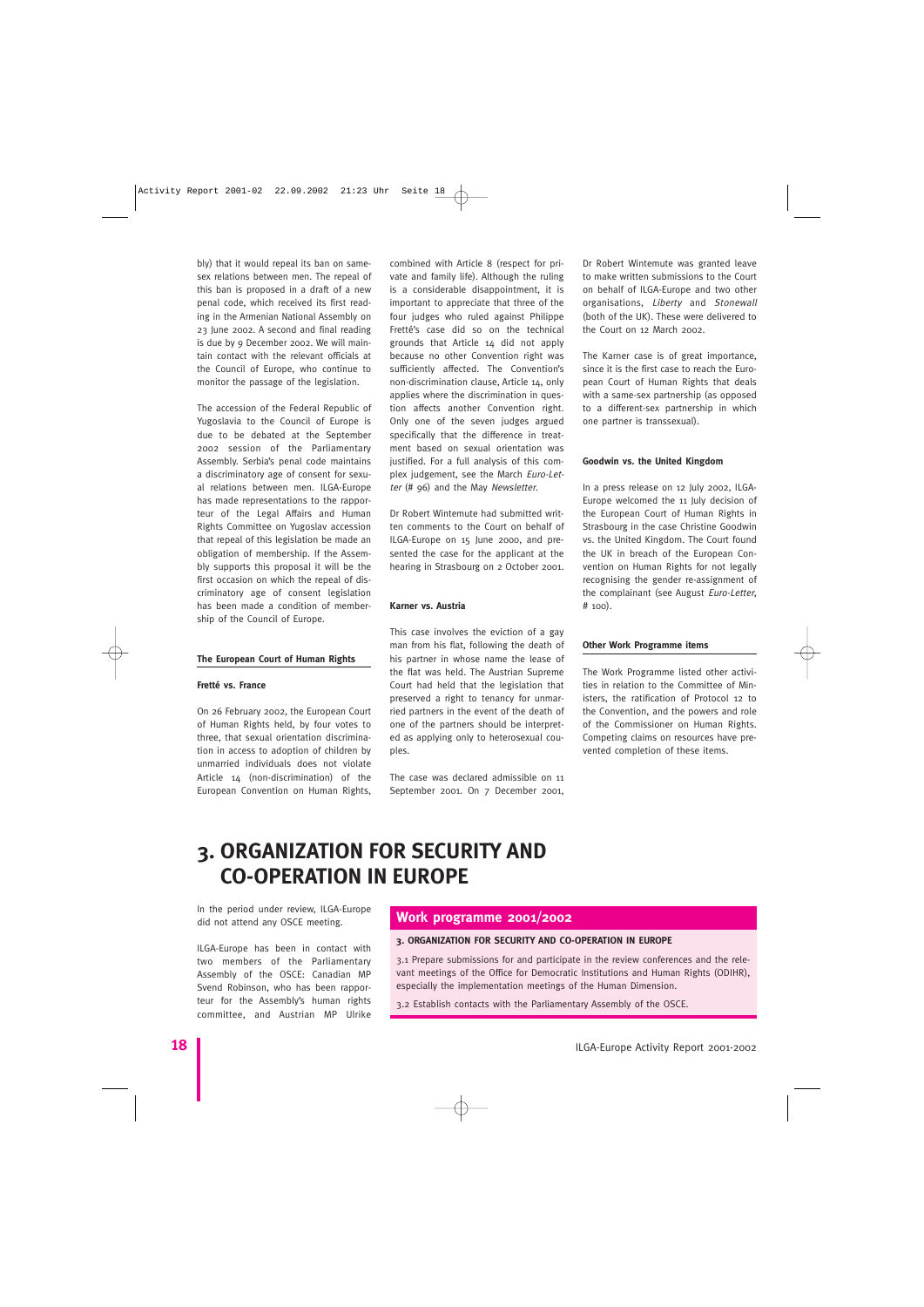bly) that it would repeal its ban on same-sex relations between men. The repeal of this ban is proposed in a draft of a new penal code, which received its first reading in the Armenian National Assembly on 23 June 2002. A second and final reading is due by 9 December 2002. We will maintain contact with the relevant officials at the Council of Europe, who continue to monitor the passage of the legislation.

The accession of the Federal Republic of Yugoslavia to the Council of Europe is due to be debated at the September 2002 session of the Parliamentary Assembly. Serbia's penal code maintains a discriminatory age of consent for sexual relations between men. ILGA-Europe has made representations to the rapporteur of the Legal Affairs and Human Rights Committee on Yugoslav accession that repeal of this legislation be made an obligation of membership. If the Assembly supports this proposal it will be the first occasion on which the repeal of discriminatory age of consent legislation has been made a condition of membership of the Council of Europe.

### The European Court of Human Rights

#### Fretté vs. France

On 26 February 2002, the European Court of Human Rights held, by four votes to three, that sexual orientation discrimination in access to adoption of children by unmarried individuals does not violate Article 14 (non-discrimination) of the European Convention on Human Rights, combined with Article 8 (respect for private and family life). Although the ruling is a considerable disappointment, it is important to appreciate that three of the four judges who ruled against Philippe Fretté's case did so on the technical grounds that Article 14 did not apply because no other Convention right was sufficiently affected. The Convention's non-discrimination clause, Article 14, only applies where the discrimination in question affects another Convention right. Only one of the seven judges argued specifically that the difference in treatment based on sexual orientation was justified. For a full analysis of this complex judgement, see the March *Euro-Letter* (# 96) and the May *Newsletter*.

Dr Robert Wintemute had submitted written comments to the Court on behalf of ILGA-Europe on 15 June 2000, and presented the case for the applicant at the hearing in Strasbourg on 2 October 2001.

#### Karner vs. Austria

This case involves the eviction of a gay man from his flat, following the death of his partner in whose name the lease of the flat was held. The Austrian Supreme Court had held that the legislation that preserved a right to tenancy for unmarried partners in the event of the death of one of the partners should be interpreted as applying only to heterosexual couples.

The case was declared admissible on 11 September 2001. On 7 December 2001, Dr Robert Wintemute was granted leave to make written submissions to the Court on behalf of ILGA-Europe and two other organisations, *Liberty* and *Stonewall* (both of the UK). These were delivered to the Court on 12 March 2002.

The Karner case is of great importance, since it is the first case to reach the European Court of Human Rights that deals with a same-sex partnership (as opposed to a different-sex partnership in which one partner is transsexual).

#### Goodwin vs. the United Kingdom

In a press release on 12 July 2002, ILGA-Europe welcomed the 11 July decision of the European Court of Human Rights in Strasbourg in the case Christine Goodwin vs. the United Kingdom. The Court found the UK in breach of the European Convention on Human Rights for not legally recognising the gender re-assignment of the complainant (see August *Euro-Letter*, # 100).

### Other Work Programme items

The Work Programme listed other activities in relation to the Committee of Ministers, the ratification of Protocol 12 to the Convention, and the powers and role of the Commissioner on Human Rights. Competing claims on resources have prevented completion of these items.

# 3. ORGANIZATION FOR SECURITY AND CO-OPERATION IN EUROPE

In the period under review, ILGA-Europe did not attend any OSCE meeting.

ILGA-Europe has been in contact with two members of the Parliamentary Assembly of the OSCE: Canadian MP Svend Robinson, who has been rapporteur for the Assembly's human rights committee, and Austrian MP Ulrike

## Work programme 2001/2002

**3. ORGANIZATION FOR SECURITY AND CO-OPERATION IN EUROPE**

3.1 Prepare submissions for and participate in the review conferences and the relevant meetings of the Office for Democratic Institutions and Human Rights (ODIHR), especially the implementation meetings of the Human Dimension.

3.2 Establish contacts with the Parliamentary Assembly of the OSCE.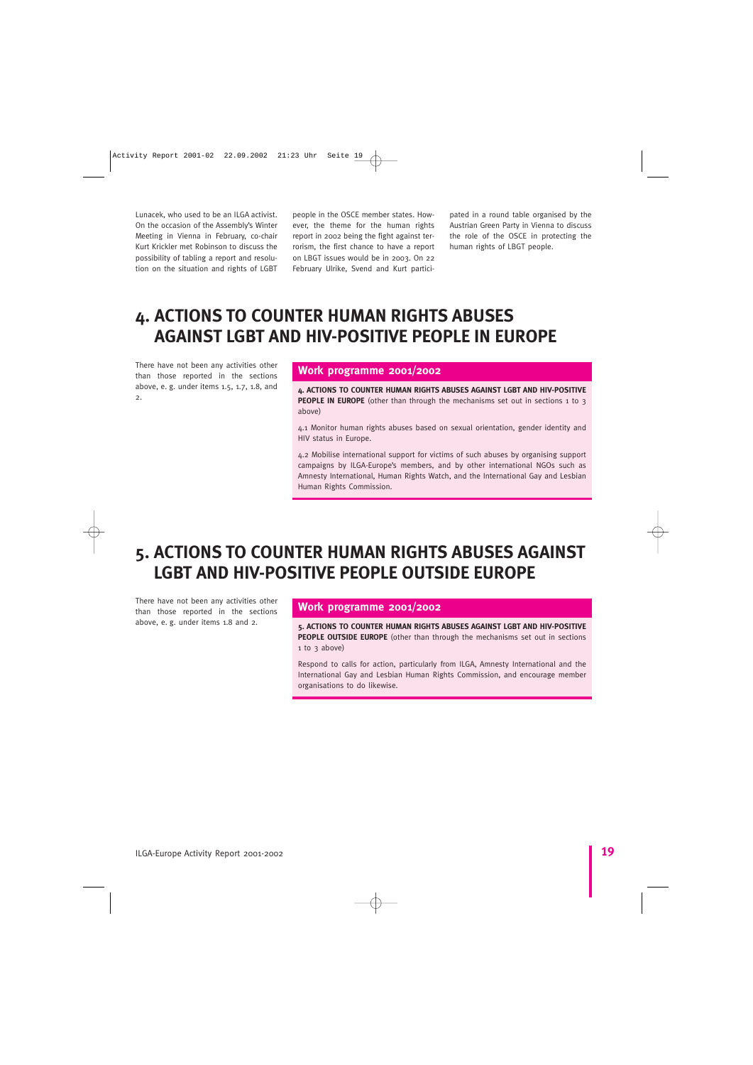Lunacek, who used to be an ILGA activist. On the occasion of the Assembly's Winter Meeting in Vienna in February, co-chair Kurt Krickler met Robinson to discuss the possibility of tabling a report and resolution on the situation and rights of LGBT people in the OSCE member states. However, the theme for the human rights report in 2002 being the fight against terrorism, the first chance to have a report on LBGT issues would be in 2003. On 22 February Ulrike, Svend and Kurt participated in a round table organised by the Austrian Green Party in Vienna to discuss the role of the OSCE in protecting the human rights of LBGT people.

# 4. ACTIONS TO COUNTER HUMAN RIGHTS ABUSES AGAINST LGBT AND HIV-POSITIVE PEOPLE IN EUROPE

There have not been any activities other than those reported in the sections above, e. g. under items 1.5, 1.7, 1.8, and 2.

### Work programme 2001/2002

**4. ACTIONS TO COUNTER HUMAN RIGHTS ABUSES AGAINST LGBT AND HIV-POSITIVE PEOPLE IN EUROPE** (other than through the mechanisms set out in sections 1 to 3 above)

4.1 Monitor human rights abuses based on sexual orientation, gender identity and HIV status in Europe.

4.2 Mobilise international support for victims of such abuses by organising support campaigns by ILGA-Europe's members, and by other international NGOs such as Amnesty International, Human Rights Watch, and the International Gay and Lesbian Human Rights Commission.

# 5. ACTIONS TO COUNTER HUMAN RIGHTS ABUSES AGAINST LGBT AND HIV-POSITIVE PEOPLE OUTSIDE EUROPE

There have not been any activities other than those reported in the sections above, e. g. under items 1.8 and 2.

### Work programme 2001/2002

**5. ACTIONS TO COUNTER HUMAN RIGHTS ABUSES AGAINST LGBT AND HIV-POSITIVE PEOPLE OUTSIDE EUROPE** (other than through the mechanisms set out in sections 1 to 3 above)

Respond to calls for action, particularly from ILGA, Amnesty International and the International Gay and Lesbian Human Rights Commission, and encourage member organisations to do likewise.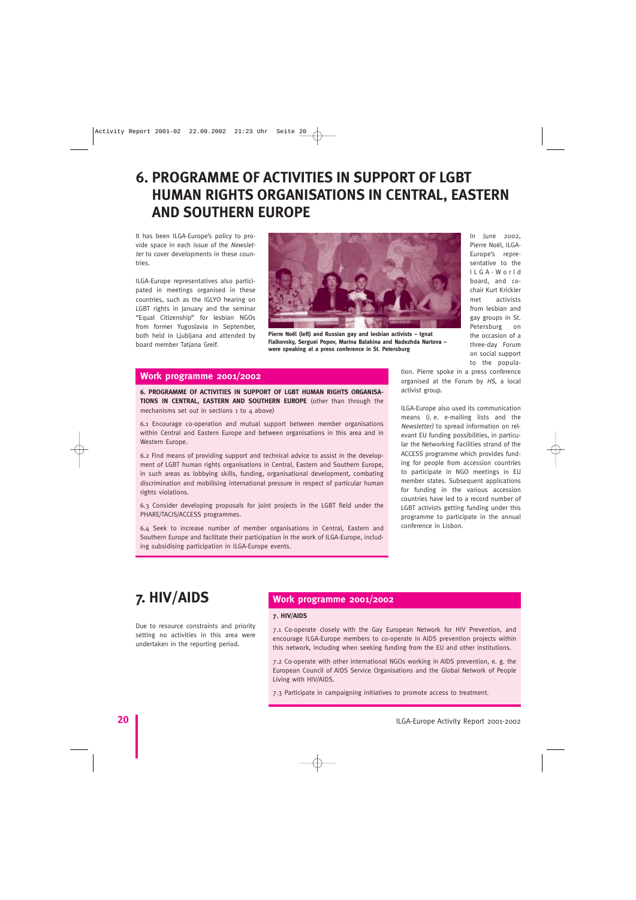# 6. PROGRAMME OF ACTIVITIES IN SUPPORT OF LGBT HUMAN RIGHTS ORGANISATIONS IN CENTRAL, EASTERN AND SOUTHERN EUROPE

It has been ILGA-Europe's policy to provide space in each issue of the *Newsletter* to cover developments in these countries.

ILGA-Europe representatives also participated in meetings organised in these countries, such as the IGLYO hearing on LGBT rights in January and the seminar "Equal Citizenship" for lesbian NGOs from former Yugoslavia in September, both held in Ljubljana and attended by board member Tatjana Greif.

**Pierre Noël (left) and Russian gay and lesbian activists – Ignat Fialkovsky, Serguei Popov, Marina Balakina and Nadezhda Nartova – were speaking at a press conference in St. Petersburg**

In June 2002, Pierre Noël, ILGA-Europe's representative to the ILGA-World board, and co-chair Kurt Krickler met activists from lesbian and gay groups in St. Petersburg on the occasion of a three-day Forum on social support to the population. Pierre spoke in a press conference organised at the Forum by *HS*, a local activist group.

ILGA-Europe also used its communication means (i. e. e-mailing lists and the *Newsletter)* to spread information on relevant EU funding possibilities, in particular the Networking Facilities strand of the ACCESS programme which provides funding for people from accession countries to participate in NGO meetings in EU member states. Subsequent applications for funding in the various accession countries have led to a record number of LGBT activists getting funding under this programme to participate in the annual conference in Lisbon.

## Work programme 2001/2002

**6. PROGRAMME OF ACTIVITIES IN SUPPORT OF LGBT HUMAN RIGHTS ORGANISATIONS IN CENTRAL, EASTERN AND SOUTHERN EUROPE** (other than through the mechanisms set out in sections 1 to 4 above)

6.1 Encourage co-operation and mutual support between member organisations within Central and Eastern Europe and between organisations in this area and in Western Europe.

6.2 Find means of providing support and technical advice to assist in the development of LGBT human rights organisations in Central, Eastern and Southern Europe, in such areas as lobbying skills, funding, organisational development, combating discrimination and mobilising international pressure in respect of particular human rights violations.

6.3 Consider developing proposals for joint projects in the LGBT field under the PHARE/TACIS/ACCESS programmes.

6.4 Seek to increase number of member organisations in Central, Eastern and Southern Europe and facilitate their participation in the work of ILGA-Europe, including subsidising participation in ILGA-Europe events.

# 7. HIV/AIDS

Due to resource constraints and priority setting no activities in this area were undertaken in the reporting period.

## Work programme 2001/2002

**7. HIV/AIDS**

7.1 Co-operate closely with the Gay European Network for HIV Prevention, and encourage ILGA-Europe members to co-operate in AIDS prevention projects within this network, including when seeking funding from the EU and other institutions.

7.2 Co-operate with other international NGOs working in AIDS prevention, e. g. the European Council of AIDS Service Organisations and the Global Network of People Living with HIV/AIDS.

7.3 Participate in campaigning initiatives to promote access to treatment.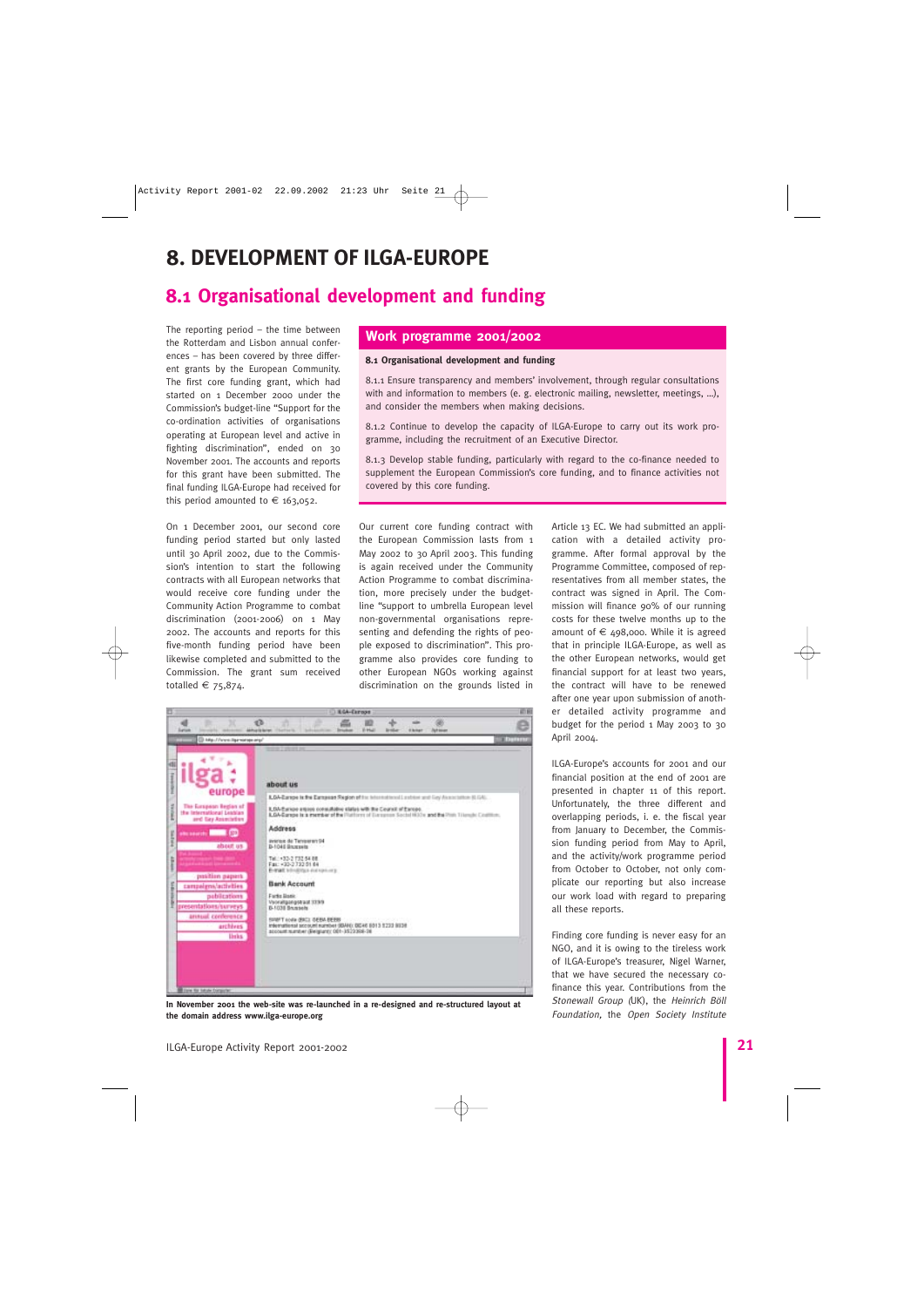# 8. DEVELOPMENT OF ILGA-EUROPE

## 8.1 Organisational development and funding

The reporting period – the time between the Rotterdam and Lisbon annual conferences – has been covered by three different grants by the European Community. The first core funding grant, which had started on 1 December 2000 under the Commission's budget-line "Support for the co-ordination activities of organisations operating at European level and active in fighting discrimination", ended on 30 November 2001. The accounts and reports for this grant have been submitted. The final funding ILGA-Europe had received for this period amounted to € 163,052.

On 1 December 2001, our second core funding period started but only lasted until 30 April 2002, due to the Commission's intention to start the following contracts with all European networks that would receive core funding under the Community Action Programme to combat discrimination (2001-2006) on 1 May 2002. The accounts and reports for this five-month funding period have been likewise completed and submitted to the Commission. The grant sum received totalled € 75,874.

### Work programme 2001/2002

**8.1 Organisational development and funding**

8.1.1 Ensure transparency and members' involvement, through regular consultations with and information to members (e. g. electronic mailing, newsletter, meetings, ...), and consider the members when making decisions.

8.1.2 Continue to develop the capacity of ILGA-Europe to carry out its work programme, including the recruitment of an Executive Director.

8.1.3 Develop stable funding, particularly with regard to the co-finance needed to supplement the European Commission's core funding, and to finance activities not covered by this core funding.

Our current core funding contract with the European Commission lasts from 1 May 2002 to 30 April 2003. This funding is again received under the Community Action Programme to combat discrimination, more precisely under the budget-line "support to umbrella European level non-governmental organisations representing and defending the rights of people exposed to discrimination". This programme also provides core funding to other European NGOs working against discrimination on the grounds listed in Article 13 EC. We had submitted an application with a detailed activity programme. After formal approval by the Programme Committee, composed of representatives from all member states, the contract was signed in April. The Commission will finance 90% of our running costs for these twelve months up to the amount of € 498,000. While it is agreed that in principle ILGA-Europe, as well as the other European networks, would get financial support for at least two years, the contract will have to be renewed after one year upon submission of another detailed activity programme and budget for the period 1 May 2003 to 30 April 2004.

**In November 2001 the web-site was re-launched in a re-designed and re-structured layout at the domain address www.ilga-europe.org**

ILGA-Europe's accounts for 2001 and our financial position at the end of 2001 are presented in chapter 11 of this report. Unfortunately, the three different and overlapping periods, i. e. the fiscal year from January to December, the Commission funding period from May to April, and the activity/work programme period from October to October, not only complicate our reporting but also increase our work load with regard to preparing all these reports.

Finding core funding is never easy for an NGO, and it is owing to the tireless work of ILGA-Europe's treasurer, Nigel Warner, that we have secured the necessary co-finance this year. Contributions from the *Stonewall Group* (UK), the *Heinrich Böll Foundation*, the *Open Society Institute*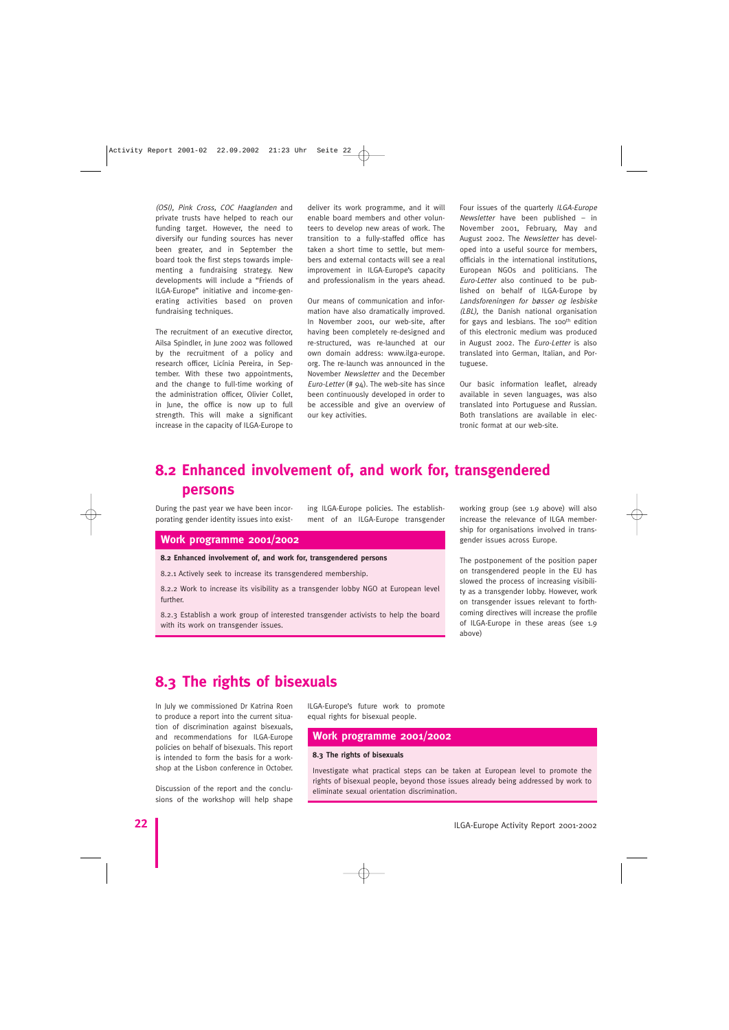*(OSI), Pink Cross, COC Haaglanden* and private trusts have helped to reach our funding target. However, the need to diversify our funding sources has never been greater, and in September the board took the first steps towards implementing a fundraising strategy. New developments will include a "Friends of ILGA-Europe" initiative and income-generating activities based on proven fundraising techniques.

The recruitment of an executive director, Ailsa Spindler, in June 2002 was followed by the recruitment of a policy and research officer, Licínia Pereira, in September. With these two appointments, and the change to full-time working of the administration officer, Olivier Collet, in June, the office is now up to full strength. This will make a significant increase in the capacity of ILGA-Europe to deliver its work programme, and it will enable board members and other volunteers to develop new areas of work. The transition to a fully-staffed office has taken a short time to settle, but members and external contacts will see a real improvement in ILGA-Europe's capacity and professionalism in the years ahead.

Our means of communication and information have also dramatically improved. In November 2001, our web-site, after having been completely re-designed and re-structured, was re-launched at our own domain address: www.ilga-europe.org. The re-launch was announced in the November *Newsletter* and the December *Euro-Letter* (# 94). The web-site has since been continuously developed in order to be accessible and give an overview of our key activities.

Four issues of the quarterly *ILGA-Europe Newsletter* have been published – in November 2001, February, May and August 2002. The *Newsletter* has developed into a useful source for members, officials in the international institutions, European NGOs and politicians. The *Euro-Letter* also continued to be published on behalf of ILGA-Europe by *Landsforeningen for bøsser og lesbiske (LBL)*, the Danish national organisation for gays and lesbians. The 100th edition of this electronic medium was produced in August 2002. The *Euro-Letter* is also translated into German, Italian, and Portuguese.

Our basic information leaflet, already available in seven languages, was also translated into Portuguese and Russian. Both translations are available in electronic format at our web-site.

## 8.2 Enhanced involvement of, and work for, transgendered persons

During the past year we have been incorporating gender identity issues into existing ILGA-Europe policies. The establishment of an ILGA-Europe transgender working group (see 1.9 above) will also increase the relevance of ILGA membership for organisations involved in transgender issues across Europe.

The postponement of the position paper on transgendered people in the EU has slowed the process of increasing visibility as a transgender lobby. However, work on transgender issues relevant to forthcoming directives will increase the profile of ILGA-Europe in these areas (see 1.9 above)

### Work programme 2001/2002

**8.2 Enhanced involvement of, and work for, transgendered persons**

8.2.1 Actively seek to increase its transgendered membership.

8.2.2 Work to increase its visibility as a transgender lobby NGO at European level further.

8.2.3 Establish a work group of interested transgender activists to help the board with its work on transgender issues.

## 8.3 The rights of bisexuals

In July we commissioned Dr Katrina Roen to produce a report into the current situation of discrimination against bisexuals, and recommendations for ILGA-Europe policies on behalf of bisexuals. This report is intended to form the basis for a workshop at the Lisbon conference in October.

Discussion of the report and the conclusions of the workshop will help shape ILGA-Europe's future work to promote equal rights for bisexual people.

### Work programme 2001/2002

**8.3 The rights of bisexuals**

Investigate what practical steps can be taken at European level to promote the rights of bisexual people, beyond those issues already being addressed by work to eliminate sexual orientation discrimination.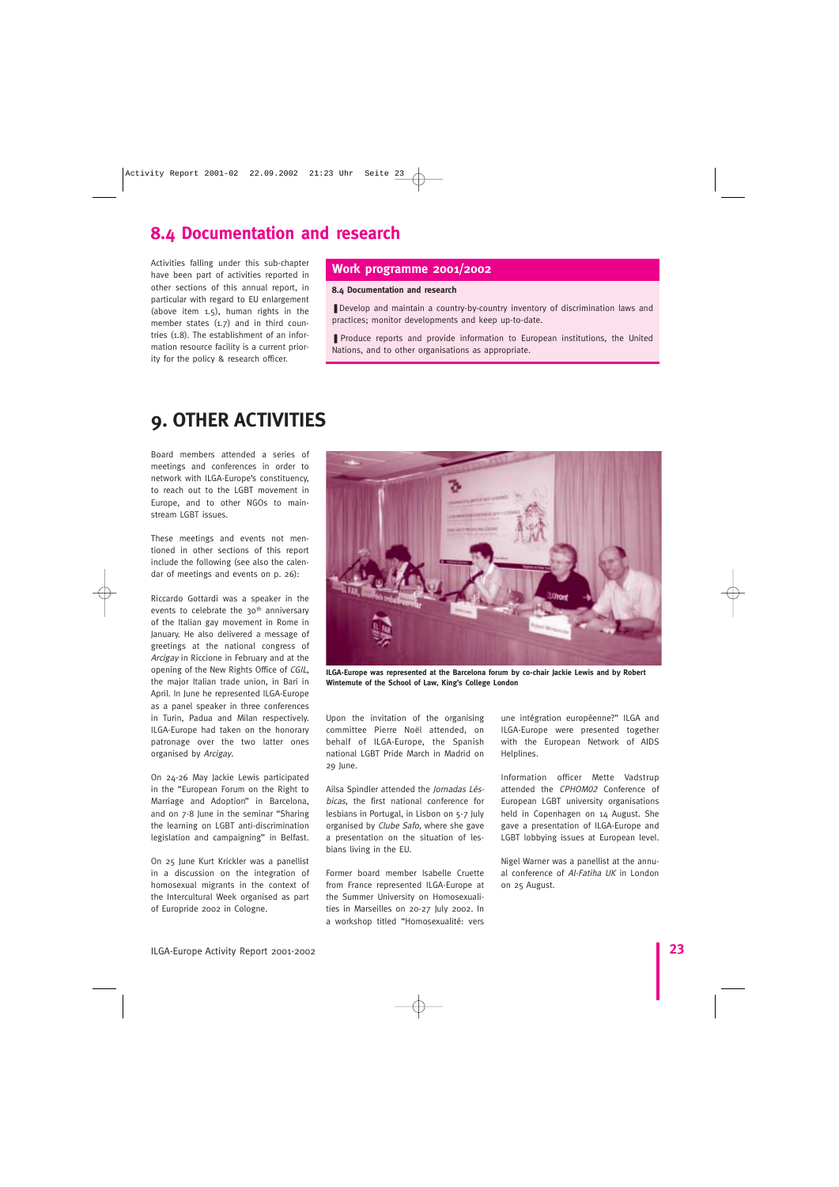## 8.4 Documentation and research

Activities falling under this sub-chapter have been part of activities reported in other sections of this annual report, in particular with regard to EU enlargement (above item 1.5), human rights in the member states (1.7) and in third countries (1.8). The establishment of an information resource facility is a current priority for the policy & research officer.

### Work programme 2001/2002

**8.4 Documentation and research**

- Develop and maintain a country-by-country inventory of discrimination laws and practices; monitor developments and keep up-to-date.
- Produce reports and provide information to European institutions, the United Nations, and to other organisations as appropriate.

# 9. OTHER ACTIVITIES

Board members attended a series of meetings and conferences in order to network with ILGA-Europe's constituency, to reach out to the LGBT movement in Europe, and to other NGOs to mainstream LGBT issues.

These meetings and events not mentioned in other sections of this report include the following (see also the calendar of meetings and events on p. 26):

Riccardo Gottardi was a speaker in the events to celebrate the 30th anniversary of the Italian gay movement in Rome in January. He also delivered a message of greetings at the national congress of *Arcigay* in Riccione in February and at the opening of the New Rights Office of *CGIL*, the major Italian trade union, in Bari in April. In June he represented ILGA-Europe as a panel speaker in three conferences in Turin, Padua and Milan respectively. ILGA-Europe had taken on the honorary patronage over the two latter ones organised by *Arcigay*.

On 24-26 May Jackie Lewis participated in the "European Forum on the Right to Marriage and Adoption" in Barcelona, and on 7-8 June in the seminar "Sharing the learning on LGBT anti-discrimination legislation and campaigning" in Belfast.

On 25 June Kurt Krickler was a panellist in a discussion on the integration of homosexual migrants in the context of the Intercultural Week organised as part of Europride 2002 in Cologne.

**ILGA-Europe was represented at the Barcelona forum by co-chair Jackie Lewis and by Robert Wintemute of the School of Law, King's College London**

Upon the invitation of the organising committee Pierre Noël attended, on behalf of ILGA-Europe, the Spanish national LGBT Pride March in Madrid on 29 June.

Ailsa Spindler attended the *Jornadas Lésbicas*, the first national conference for lesbians in Portugal, in Lisbon on 5-7 July organised by *Clube Safo*, where she gave a presentation on the situation of lesbians living in the EU.

Former board member Isabelle Cruette from France represented ILGA-Europe at the Summer University on Homosexualities in Marseilles on 20-27 July 2002. In a workshop titled "Homosexualité: vers une intégration européenne?" ILGA and ILGA-Europe were presented together with the European Network of AIDS Helplines.

Information officer Mette Vadstrup attended the *CPHOM02* Conference of European LGBT university organisations held in Copenhagen on 14 August. She gave a presentation of ILGA-Europe and LGBT lobbying issues at European level.

Nigel Warner was a panellist at the annual conference of *Al-Fatiha UK* in London on 25 August.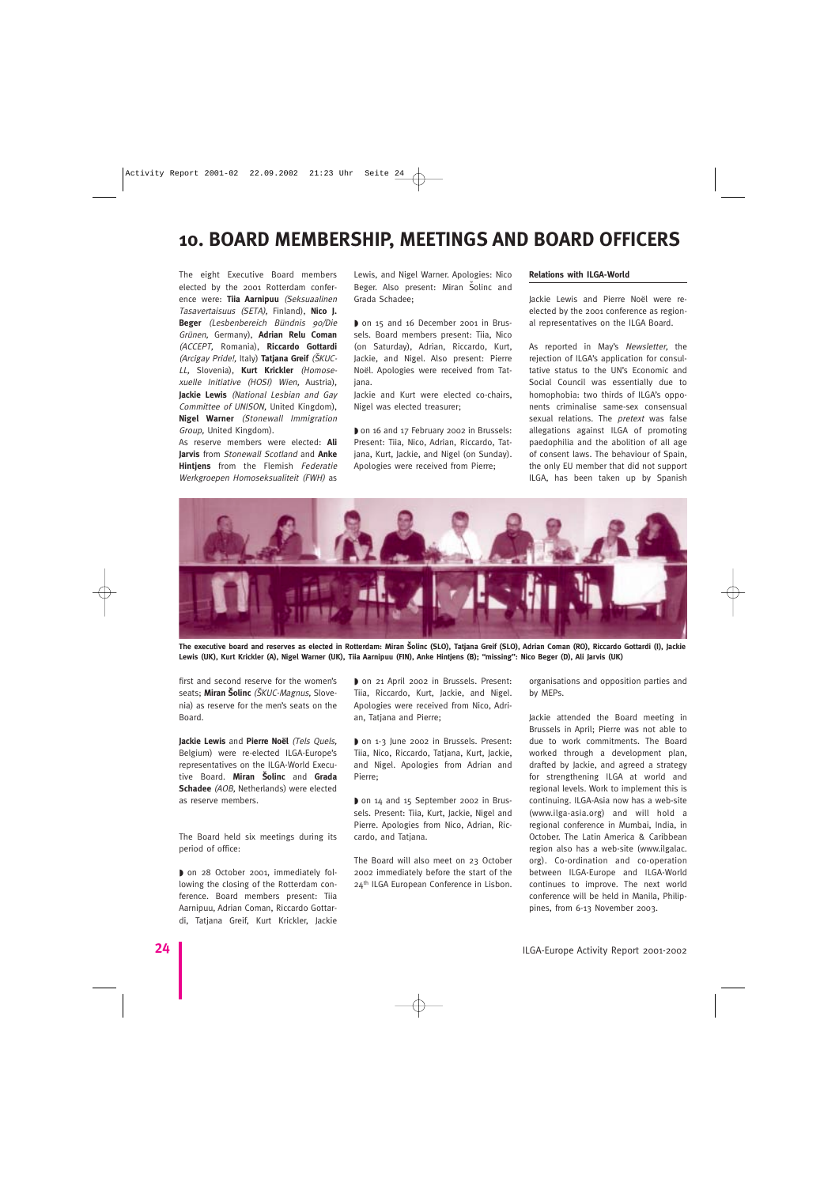# 10. BOARD MEMBERSHIP, MEETINGS AND BOARD OFFICERS

The eight Executive Board members elected by the 2001 Rotterdam conference were: **Tiia Aarnipuu** *(Seksuaalinen Tasavertaisuus (SETA),* Finland), **Nico J. Beger** *(Lesbenbereich Bündnis 90/Die Grünen,* Germany), **Adrian Relu Coman** *(ACCEPT,* Romania), **Riccardo Gottardi** *(Arcigay Pride!,* Italy) **Tatjana Greif** *(ŠKUC-LL,* Slovenia), **Kurt Krickler** *(Homosexuelle Initiative (HOSI) Wien,* Austria), **Jackie Lewis** *(National Lesbian and Gay Committee of UNISON,* United Kingdom), **Nigel Warner** *(Stonewall Immigration Group,* United Kingdom).

As reserve members were elected: **Ali Jarvis** from *Stonewall Scotland* and **Anke Hintjens** from the Flemish *Federatie Werkgroepen Homoseksualiteit (FWH)* as first and second reserve for the women's seats; **Miran Šolinc** *(ŠKUC-Magnus,* Slovenia) as reserve for the men's seats on the Board.

**Jackie Lewis** and **Pierre Noël** *(Tels Quels,* Belgium) were re-elected ILGA-Europe's representatives on the ILGA-World Executive Board. **Miran Šolinc** and **Grada Schadee** *(AOB,* Netherlands) were elected as reserve members.

The Board held six meetings during its period of office:

- on 28 October 2001, immediately following the closing of the Rotterdam conference. Board members present: Tiia Aarnipuu, Adrian Coman, Riccardo Gottardi, Tatjana Greif, Kurt Krickler, Jackie Lewis, and Nigel Warner. Apologies: Nico Beger. Also present: Miran Šolinc and Grada Schadee;
- on 15 and 16 December 2001 in Brussels. Board members present: Tiia, Nico (on Saturday), Adrian, Riccardo, Kurt, Jackie, and Nigel. Also present: Pierre Noël. Apologies were received from Tatjana.

  Jackie and Kurt were elected co-chairs, Nigel was elected treasurer;
- on 16 and 17 February 2002 in Brussels: Present: Tiia, Nico, Adrian, Riccardo, Tatjana, Kurt, Jackie, and Nigel (on Sunday). Apologies were received from Pierre;
- on 21 April 2002 in Brussels. Present: Tiia, Riccardo, Kurt, Jackie, and Nigel. Apologies were received from Nico, Adrian, Tatjana and Pierre;
- on 1-3 June 2002 in Brussels. Present: Tiia, Nico, Riccardo, Tatjana, Kurt, Jackie, and Nigel. Apologies from Adrian and Pierre;
- on 14 and 15 September 2002 in Brussels. Present: Tiia, Kurt, Jackie, Nigel and Pierre. Apologies from Nico, Adrian, Riccardo, and Tatjana.

The Board will also meet on 23 October 2002 immediately before the start of the 24th ILGA European Conference in Lisbon.

**Relations with ILGA-World**

Jackie Lewis and Pierre Noël were re-elected by the 2001 conference as regional representatives on the ILGA Board.

As reported in May's *Newsletter,* the rejection of ILGA's application for consultative status to the UN's Economic and Social Council was essentially due to homophobia: two thirds of ILGA's opponents criminalise same-sex consensual sexual relations. The *pretext* was false allegations against ILGA of promoting paedophilia and the abolition of all age of consent laws. The behaviour of Spain, the only EU member that did not support ILGA, has been taken up by Spanish organisations and opposition parties and by MEPs.

Jackie attended the Board meeting in Brussels in April; Pierre was not able to due to work commitments. The Board worked through a development plan, drafted by Jackie, and agreed a strategy for strengthening ILGA at world and regional levels. Work to implement this is continuing. ILGA-Asia now has a web-site (www.ilga-asia.org) and will hold a regional conference in Mumbai, India, in October. The Latin America & Caribbean region also has a web-site (www.ilgalac.org). Co-ordination and co-operation between ILGA-Europe and ILGA-World continues to improve. The next world conference will be held in Manila, Philippines, from 6-13 November 2003.

**The executive board and reserves as elected in Rotterdam: Miran Šolinc (SLO), Tatjana Greif (SLO), Adrian Coman (RO), Riccardo Gottardi (I), Jackie Lewis (UK), Kurt Krickler (A), Nigel Warner (UK), Tiia Aarnipuu (FIN), Anke Hintjens (B); "missing": Nico Beger (D), Ali Jarvis (UK)**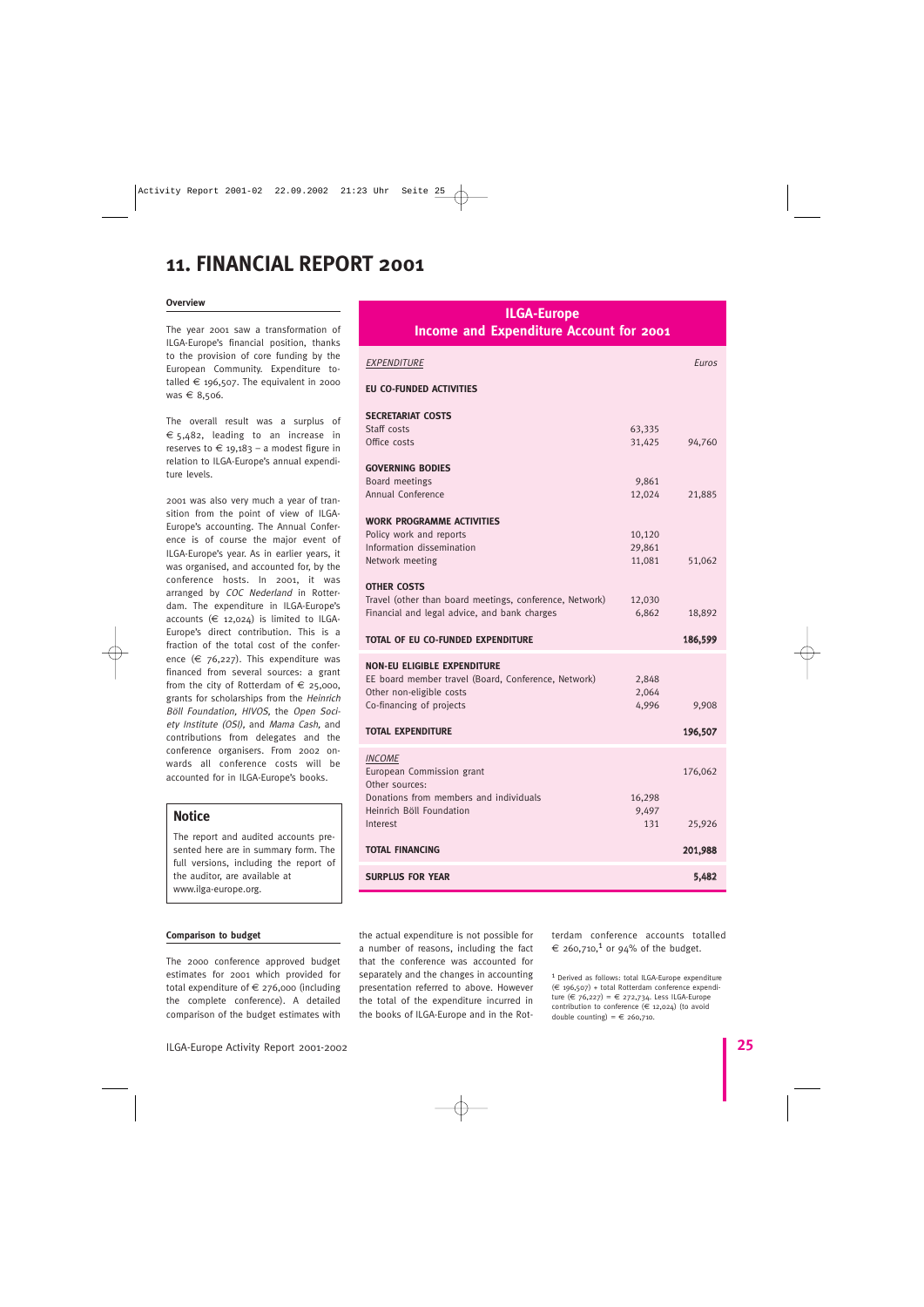# 11. FINANCIAL REPORT 2001

**Overview**

The year 2001 saw a transformation of ILGA-Europe's financial position, thanks to the provision of core funding by the European Community. Expenditure totalled € 196,507. The equivalent in 2000 was € 8,506.

The overall result was a surplus of € 5,482, leading to an increase in reserves to € 19,183 – a modest figure in relation to ILGA-Europe's annual expenditure levels.

2001 was also very much a year of transition from the point of view of ILGA-Europe's accounting. The Annual Conference is of course the major event of ILGA-Europe's year. As in earlier years, it was organised, and accounted for, by the conference hosts. In 2001, it was arranged by *COC Nederland* in Rotterdam. The expenditure in ILGA-Europe's accounts (€ 12,024) is limited to ILGA-Europe's direct contribution. This is a fraction of the total cost of the conference (€ 76,227). This expenditure was financed from several sources: a grant from the city of Rotterdam of € 25,000, grants for scholarships from the *Heinrich Böll Foundation, HIVOS*, the *Open Society Institute (OSI)*, and *Mama Cash*, and contributions from delegates and the conference organisers. From 2002 onwards all conference costs will be accounted for in ILGA-Europe's books.

## Notice

The report and audited accounts presented here are in summary form. The full versions, including the report of the auditor, are available at www.ilga-europe.org.

## ILGA-Europe Income and Expenditure Account for 2001

| *EXPENDITURE* | | *Euros* |
|---|---|---|
| **EU CO-FUNDED ACTIVITIES** | | |
| **SECRETARIAT COSTS** | | |
| Staff costs | 63,335 | |
| Office costs | 31,425 | 94,760 |
| **GOVERNING BODIES** | | |
| Board meetings | 9,861 | |
| Annual Conference | 12,024 | 21,885 |
| **WORK PROGRAMME ACTIVITIES** | | |
| Policy work and reports | 10,120 | |
| Information dissemination | 29,861 | |
| Network meeting | 11,081 | 51,062 |
| **OTHER COSTS** | | |
| Travel (other than board meetings, conference, Network) | 12,030 | |
| Financial and legal advice, and bank charges | 6,862 | 18,892 |
| **TOTAL OF EU CO-FUNDED EXPENDITURE** | | **186,599** |
| **NON-EU ELIGIBLE EXPENDITURE** | | |
| EE board member travel (Board, Conference, Network) | 2,848 | |
| Other non-eligible costs | 2,064 | |
| Co-financing of projects | 4,996 | 9,908 |
| **TOTAL EXPENDITURE** | | **196,507** |
| *INCOME* | | |
| European Commission grant | | 176,062 |
| Other sources: | | |
| Donations from members and individuals | 16,298 | |
| Heinrich Böll Foundation | 9,497 | |
| Interest | 131 | 25,926 |
| **TOTAL FINANCING** | | **201,988** |
| **SURPLUS FOR YEAR** | | **5,482** |

**Comparison to budget**

The 2000 conference approved budget estimates for 2001 which provided for total expenditure of € 276,000 (including the complete conference). A detailed comparison of the budget estimates with the actual expenditure is not possible for a number of reasons, including the fact that the conference was accounted for separately and the changes in accounting presentation referred to above. However the total of the expenditure incurred in the books of ILGA-Europe and in the Rotterdam conference accounts totalled € 260,710,[1] or 94% of the budget.

[1] Derived as follows: total ILGA-Europe expenditure (€ 196,507) + total Rotterdam conference expenditure (€ 76,227) = € 272,734. Less ILGA-Europe contribution to conference (€ 12,024) (to avoid double counting) = € 260,710.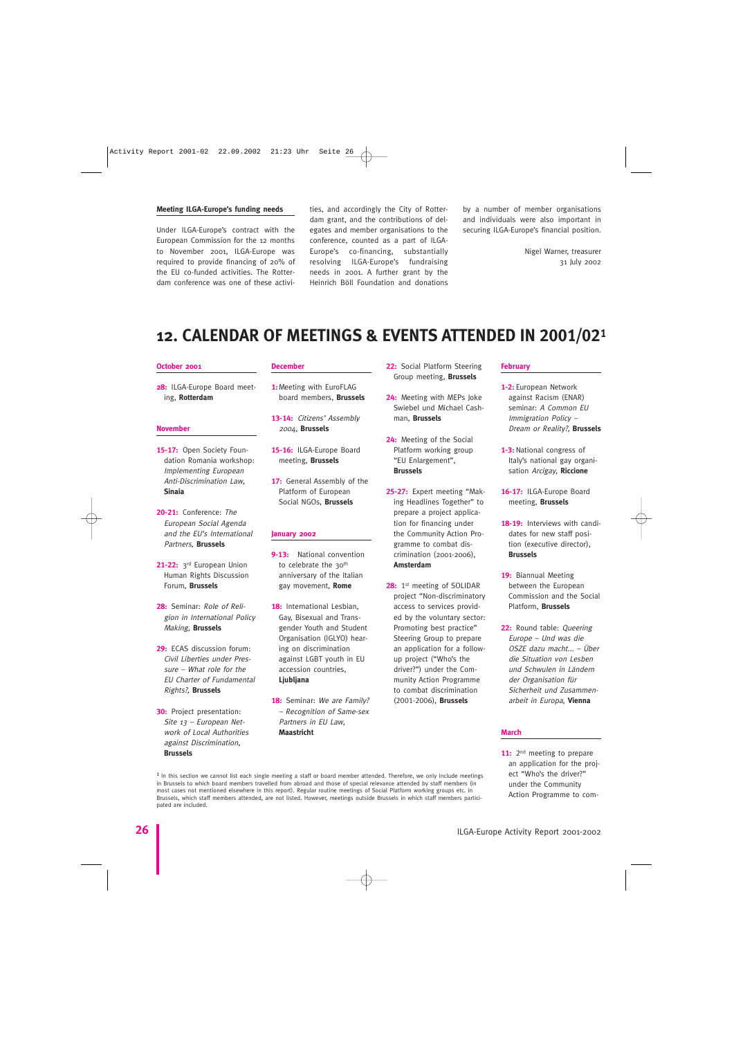#### Meeting ILGA-Europe's funding needs

Under ILGA-Europe's contract with the European Commission for the 12 months to November 2001, ILGA-Europe was required to provide financing of 20% of the EU co-funded activities. The Rotterdam conference was one of these activities, and accordingly the City of Rotterdam grant, and the contributions of delegates and member organisations to the conference, counted as a part of ILGA-Europe's co-financing, substantially resolving ILGA-Europe's fundraising needs in 2001. A further grant by the Heinrich Böll Foundation and donations by a number of member organisations and individuals were also important in securing ILGA-Europe's financial position.

Nigel Warner, treasurer
31 July 2002

# 12. CALENDAR OF MEETINGS & EVENTS ATTENDED IN 2001/02[1]

#### October 2001

**28:** ILGA-Europe Board meeting, **Rotterdam**

#### November

**15-17:** Open Society Foundation Romania workshop: *Implementing European Anti-Discrimination Law*, **Sinaia**

**20-21:** Conference: *The European Social Agenda and the EU's International Partners*, **Brussels**

**21-22:** 3rd European Union Human Rights Discussion Forum, **Brussels**

**28:** Seminar: *Role of Religion in International Policy Making*, **Brussels**

**29:** ECAS discussion forum: *Civil Liberties under Pressure – What role for the EU Charter of Fundamental Rights?*, **Brussels**

**30:** Project presentation: *Site 13 – European Network of Local Authorities against Discrimination*, **Brussels**

#### December

**1:** Meeting with EuroFLAG board members, **Brussels**

**13-14:** *Citizens' Assembly 2004*, **Brussels**

**15-16:** ILGA-Europe Board meeting, **Brussels**

**17:** General Assembly of the Platform of European Social NGOs, **Brussels**

#### January 2002

**9-13:** National convention to celebrate the 30th anniversary of the Italian gay movement, **Rome**

**18:** International Lesbian, Gay, Bisexual and Transgender Youth and Student Organisation (IGLYO) hearing on discrimination against LGBT youth in EU accession countries, **Ljubljana**

**18:** Seminar: *We are Family? – Recognition of Same-sex Partners in EU Law*, **Maastricht**

**22:** Social Platform Steering Group meeting, **Brussels**

**24:** Meeting with MEPs Joke Swiebel und Michael Cashman, **Brussels**

**24:** Meeting of the Social Platform working group "EU Enlargement", **Brussels**

**25-27:** Expert meeting "Making Headlines Together" to prepare a project application for financing under the Community Action Programme to combat discrimination (2001-2006), **Amsterdam**

**28:** 1st meeting of SOLIDAR project "Non-discriminatory access to services provided by the voluntary sector: Promoting best practice" Steering Group to prepare an application for a follow-up project ("Who's the driver?") under the Community Action Programme to combat discrimination (2001-2006), **Brussels**

#### February

**1-2:** European Network against Racism (ENAR) seminar: *A Common EU Immigration Policy – Dream or Reality?*, **Brussels**

**1-3:** National congress of Italy's national gay organisation *Arcigay*, **Riccione**

**16-17:** ILGA-Europe Board meeting, **Brussels**

**18-19:** Interviews with candidates for new staff position (executive director), **Brussels**

**19:** Biannual Meeting between the European Commission and the Social Platform, **Brussels**

**22:** Round table: *Queering Europe – Und was die OSZE dazu macht... – Über die Situation von Lesben und Schwulen in Ländern der Organisation für Sicherheit und Zusammenarbeit in Europa*, **Vienna**

#### March

**11:** 2nd meeting to prepare an application for the project "Who's the driver?" under the Community Action Programme to com-

[1] In this section we cannot list each single meeting a staff or board member attended. Therefore, we only include meetings in Brussels to which board members travelled from abroad and those of special relevance attended by staff members (in most cases not mentioned elsewhere in this report). Regular routine meetings of Social Platform working groups etc. in Brussels, which staff members attended, are not listed. However, meetings outside Brussels in which staff members participated are included.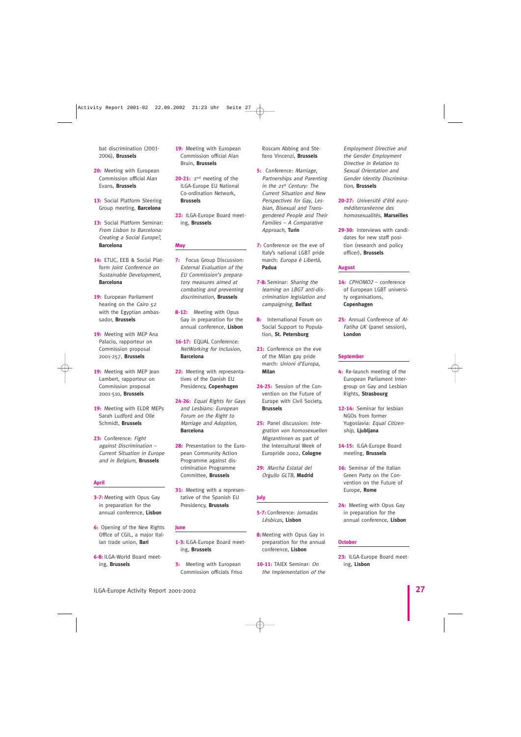bat discrimination (2001-2006), **Brussels**

**20:** Meeting with European Commission official Alan Evans, **Brussels**

**13:** Social Platform Steering Group meeting, **Barcelona**

**13:** Social Platform Seminar: *From Lisbon to Barcelona: Creating a Social Europe?*, **Barcelona**

**14:** ETUC, EEB & Social Platform *Joint Conference on Sustainable Development*, **Barcelona**

**19:** European Parliament hearing on the *Cairo 52* with the Egyptian ambassador, **Brussels**

**19:** Meeting with MEP Ana Palacio, rapporteur on Commission proposal 2001-257, **Brussels**

**19:** Meeting with MEP Jean Lambert, rapporteur on Commission proposal 2001-510, **Brussels**

**19:** Meeting with ELDR MEPs Sarah Ludford and Olle Schmidt, **Brussels**

**23:** Conference: *Fight against Discrimination – Current Situation in Europe and in Belgium*, **Brussels**

## April

**3-7:** Meeting with Opus Gay in preparation for the annual conference, **Lisbon**

**6:** Opening of the New Rights Office of CGIL, a major Italian trade union, **Bari**

**6-8:** ILGA-World Board meeting, **Brussels**

**19:** Meeting with European Commission official Alan Bruin, **Brussels**

**20-21:** 2nd meeting of the ILGA-Europe EU National Co-ordination Network, **Brussels**

**22:** ILGA-Europe Board meeting, **Brussels**

## May

**7:** Focus Group Discussion: *External Evaluation of the EU Commission's preparatory measures aimed at combating and preventing discrimination*, **Brussels**

**8-12:** Meeting with Opus Gay in preparation for the annual conference, **Lisbon**

**16-17:** EQUAL Conference: *NetWorking for Inclusion*, **Barcelona**

**22:** Meeting with representatives of the Danish EU Presidency, **Copenhagen**

**24-26:** *Equal Rights for Gays and Lesbians: European Forum on the Right to Marriage and Adoption*, **Barcelona**

**28:** Presentation to the European Community Action Programme against discrimination Programme Committee, **Brussels**

**31:** Meeting with a representative of the Spanish EU Presidency, **Brussels**

## June

**1-3:** ILGA-Europe Board meeting, **Brussels**

**3:** Meeting with European Commission officials Friso Roscam Abbing and Stefano Vincenzi, **Brussels**

**5:** Conference: *Marriage, Partnerships and Parenting in the 21st Century: The Current Situation and New Perspectives for Gay, Lesbian, Bisexual and Transgendered People and Their Families – A Comparative Approach*, **Turin**

**7:** Conference on the eve of Italy's national LGBT pride march: *Europa è Libertà*, **Padua**

**7-8:** Seminar: *Sharing the learning on LBGT anti-discrimination legislation and campaigning*, **Belfast**

**8:** International Forum on Social Support to Population, **St. Petersburg**

**21:** Conference on the eve of the Milan gay pride march: *Unioni d'Europa*, **Milan**

**24-25:** Session of the Convention on the Future of Europe with Civil Society, **Brussels**

**25:** Panel discussion: *Integration von homosexuellen MigrantInnen* as part of the Intercultural Week of Europride 2002, **Cologne**

**29:** *Marcha Estatal del Orgullo GLTB*, **Madrid**

## July

**5-7:** Conference: *Jornadas Lésbicas*, **Lisbon**

**8:** Meeting with Opus Gay in preparation for the annual conference, **Lisbon**

**10-11:** TAIEX Seminar: *On the Implementation of the Employment Directive and the Gender Employment Directive in Relation to Sexual Orientation and Gender Identity Discrimination*, **Brussels**

**20-27:** *Université d'été euro-méditerranéenne des homosexualités*, **Marseilles**

**29-30:** Interviews with candidates for new staff position (research and policy officer), **Brussels**

## August

**14:** *CPHOMO2* – conference of European LGBT university organisations, **Copenhagen**

**25:** Annual Conference of *Al-Fatiha UK* (panel session), **London**

## September

**4:** Re-launch meeting of the European Parliament Intergroup on Gay and Lesbian Rights, **Strasbourg**

**12-14:** Seminar for lesbian NGOs from former Yugoslavia: *Equal Citizenship*, **Ljubljana**

**14-15:** ILGA-Europe Board meeting, **Brussels**

**16:** Seminar of the Italian Green Party on the Convention on the Future of Europe, **Rome**

**24:** Meeting with Opus Gay in preparation for the annual conference, **Lisbon**

## October

**23:** ILGA-Europe Board meeting, **Lisbon**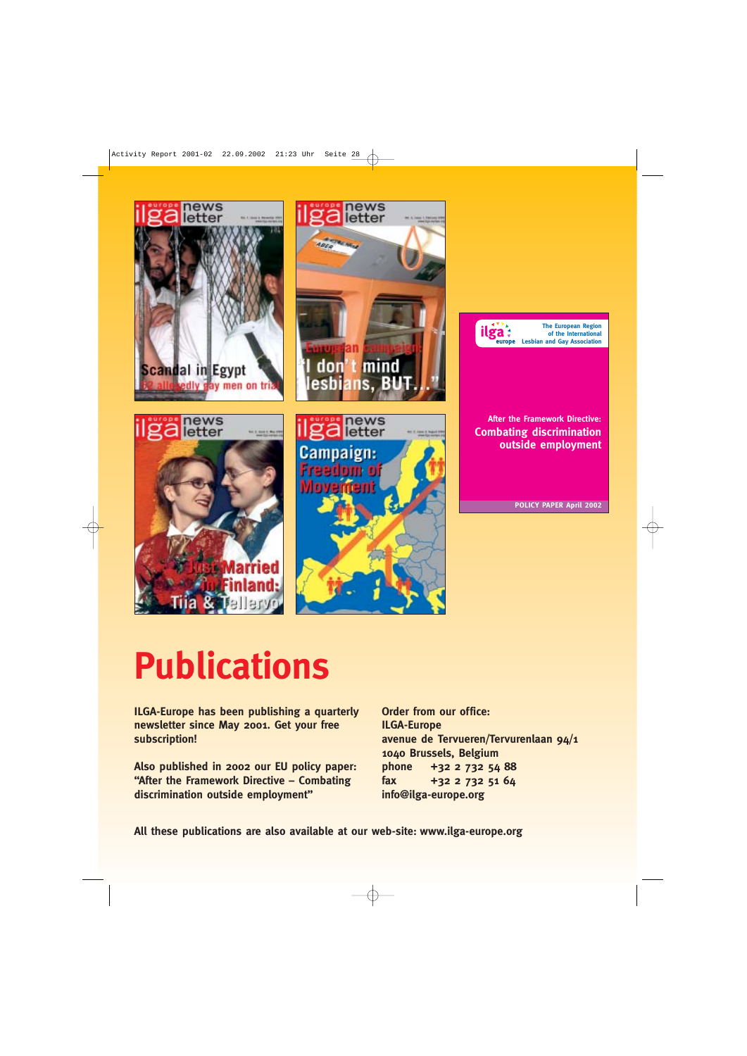# Publications

**ILGA-Europe has been publishing a quarterly newsletter since May 2001. Get your free subscription!**

**Also published in 2002 our EU policy paper: "After the Framework Directive – Combating discrimination outside employment"**

**Order from our office:**
**ILGA-Europe**
**avenue de Tervueren/Tervurenlaan 94/1**
**1040 Brussels, Belgium**
**phone +32 2 732 54 88**
**fax +32 2 732 51 64**
**info@ilga-europe.org**

**All these publications are also available at our web-site: www.ilga-europe.org**